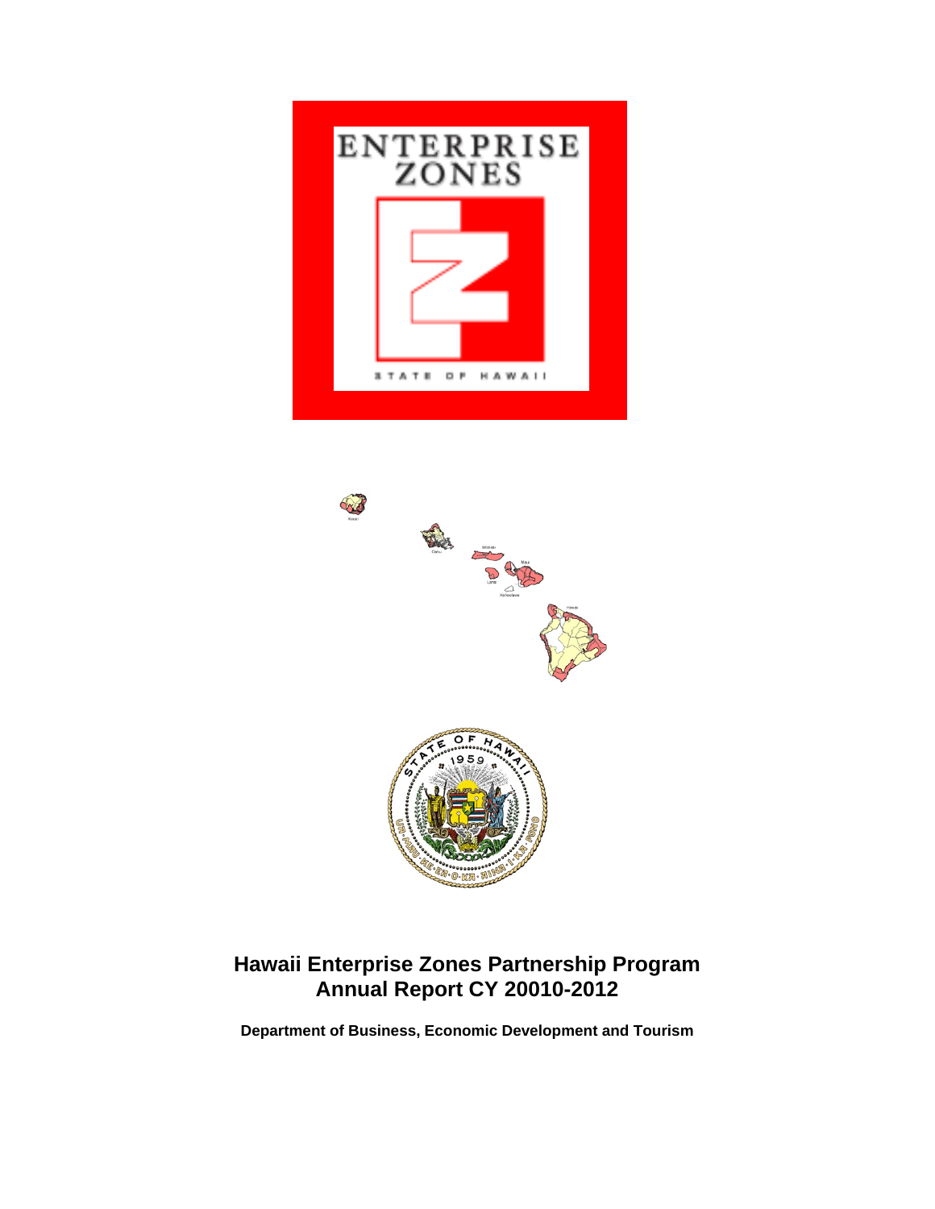# Hawaii Enterprise Zones Partnership Program
# Annual Report CY 20010-2012

**Department of Business, Economic Development and Tourism**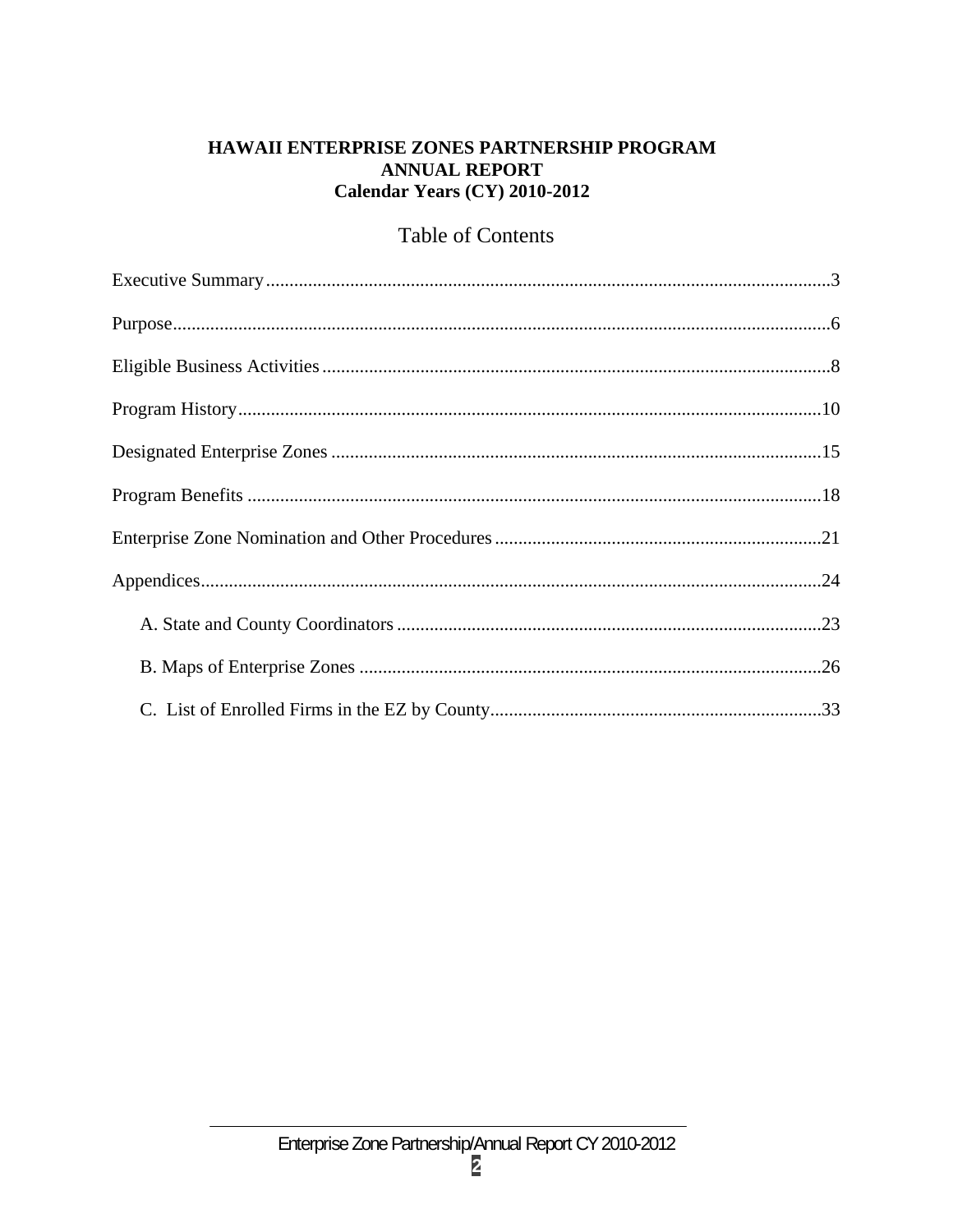**HAWAII ENTERPRISE ZONES PARTNERSHIP PROGRAM**
**ANNUAL REPORT**
**Calendar Years (CY) 2010-2012**

# Table of Contents

Executive Summary....................................................................................................................3

Purpose.......................................................................................................................................6

Eligible Business Activities........................................................................................................8

Program History........................................................................................................................10

Designated Enterprise Zones.....................................................................................................15

Program Benefits.......................................................................................................................18

Enterprise Zone Nomination and Other Procedures.................................................................21

Appendices................................................................................................................................24

- A. State and County Coordinators.......................................................................................23
- B. Maps of Enterprise Zones...............................................................................................26
- C. List of Enrolled Firms in the EZ by County....................................................................33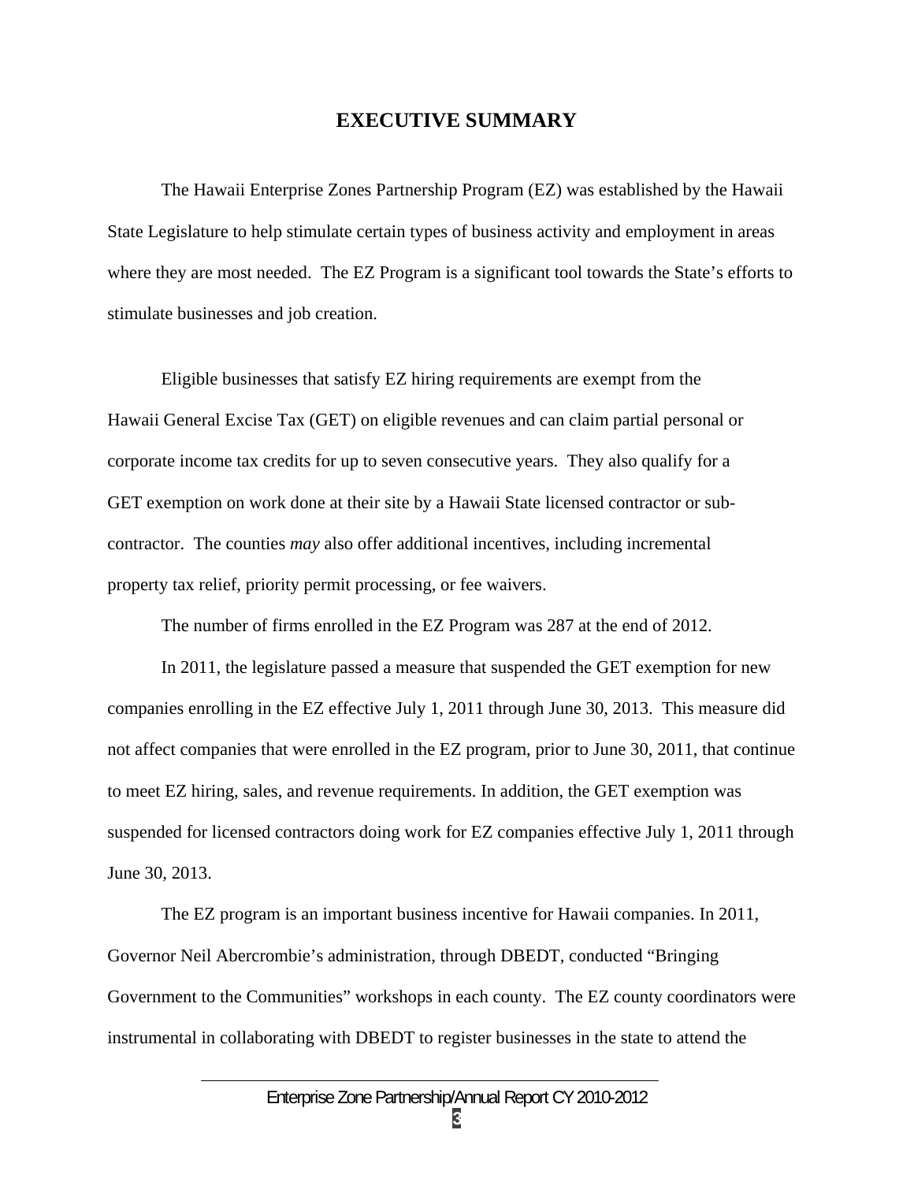# EXECUTIVE SUMMARY

The Hawaii Enterprise Zones Partnership Program (EZ) was established by the Hawaii State Legislature to help stimulate certain types of business activity and employment in areas where they are most needed. The EZ Program is a significant tool towards the State's efforts to stimulate businesses and job creation.

Eligible businesses that satisfy EZ hiring requirements are exempt from the Hawaii General Excise Tax (GET) on eligible revenues and can claim partial personal or corporate income tax credits for up to seven consecutive years. They also qualify for a GET exemption on work done at their site by a Hawaii State licensed contractor or sub-contractor. The counties *may* also offer additional incentives, including incremental property tax relief, priority permit processing, or fee waivers.

The number of firms enrolled in the EZ Program was 287 at the end of 2012.

In 2011, the legislature passed a measure that suspended the GET exemption for new companies enrolling in the EZ effective July 1, 2011 through June 30, 2013. This measure did not affect companies that were enrolled in the EZ program, prior to June 30, 2011, that continue to meet EZ hiring, sales, and revenue requirements. In addition, the GET exemption was suspended for licensed contractors doing work for EZ companies effective July 1, 2011 through June 30, 2013.

The EZ program is an important business incentive for Hawaii companies. In 2011, Governor Neil Abercrombie's administration, through DBEDT, conducted "Bringing Government to the Communities" workshops in each county. The EZ county coordinators were instrumental in collaborating with DBEDT to register businesses in the state to attend the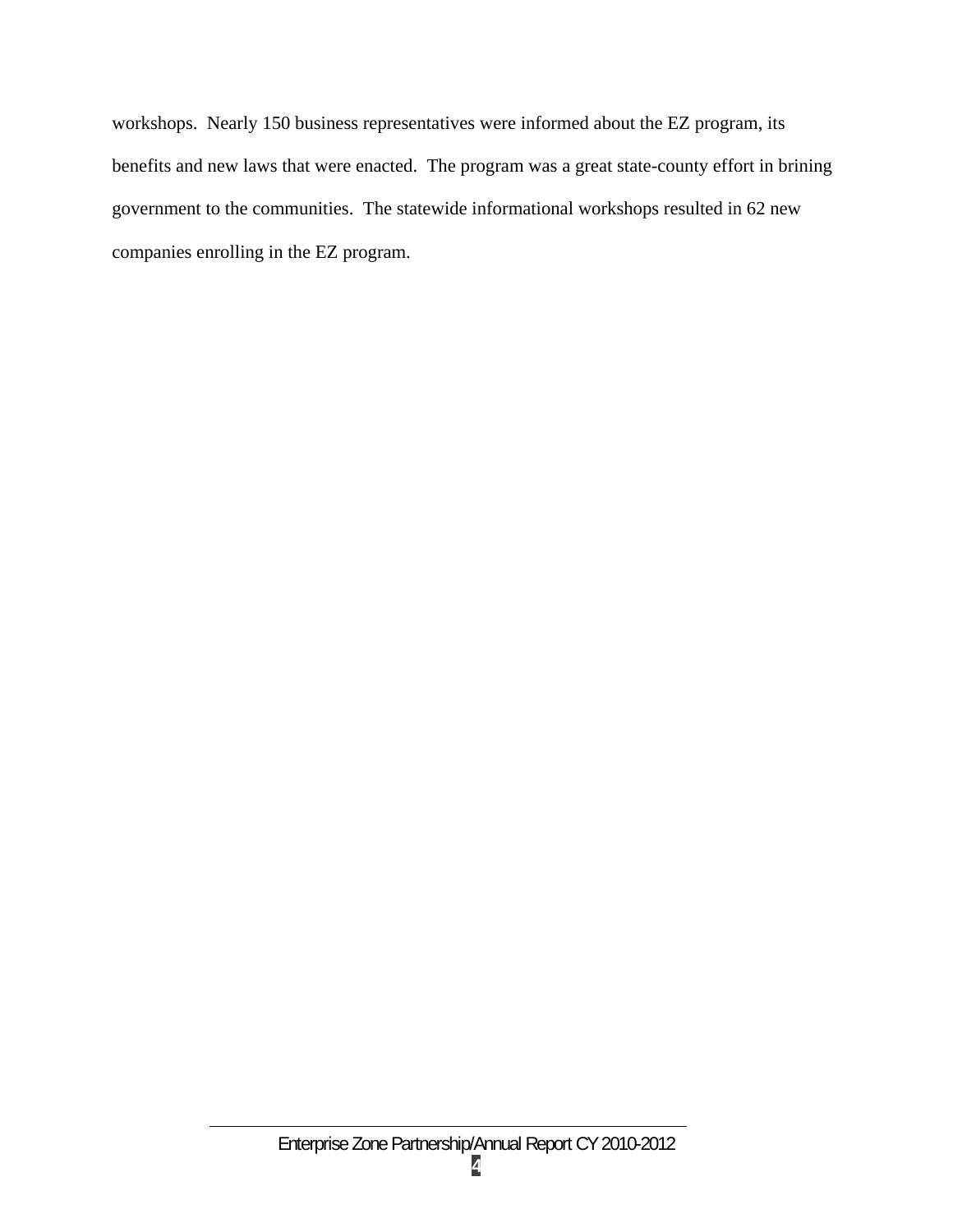workshops. Nearly 150 business representatives were informed about the EZ program, its benefits and new laws that were enacted. The program was a great state-county effort in brining government to the communities. The statewide informational workshops resulted in 62 new companies enrolling in the EZ program.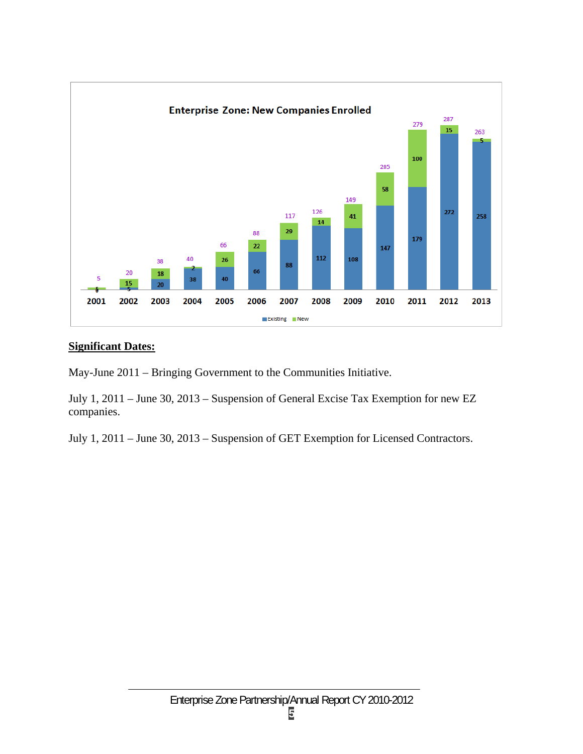**Enterprise Zone: New Companies Enrolled**

| Year | Existing | New | Total |
|---|---|---|---|
| 2001 | 0 | 5 | 5 |
| 2002 | 5 | 15 | 20 |
| 2003 | 20 | 18 | 38 |
| 2004 | 38 | 2 | 40 |
| 2005 | 40 | 26 | 66 |
| 2006 | 66 | 22 | 88 |
| 2007 | 88 | 29 | 117 |
| 2008 | 112 | 14 | 126 |
| 2009 | 108 | 41 | 149 |
| 2010 | 147 | 58 | 205 |
| 2011 | 179 | 100 | 279 |
| 2012 | 272 | 15 | 287 |
| 2013 | 258 | 5 | 263 |

**Significant Dates:**

May-June 2011 – Bringing Government to the Communities Initiative.

July 1, 2011 – June 30, 2013 – Suspension of General Excise Tax Exemption for new EZ companies.

July 1, 2011 – June 30, 2013 – Suspension of GET Exemption for Licensed Contractors.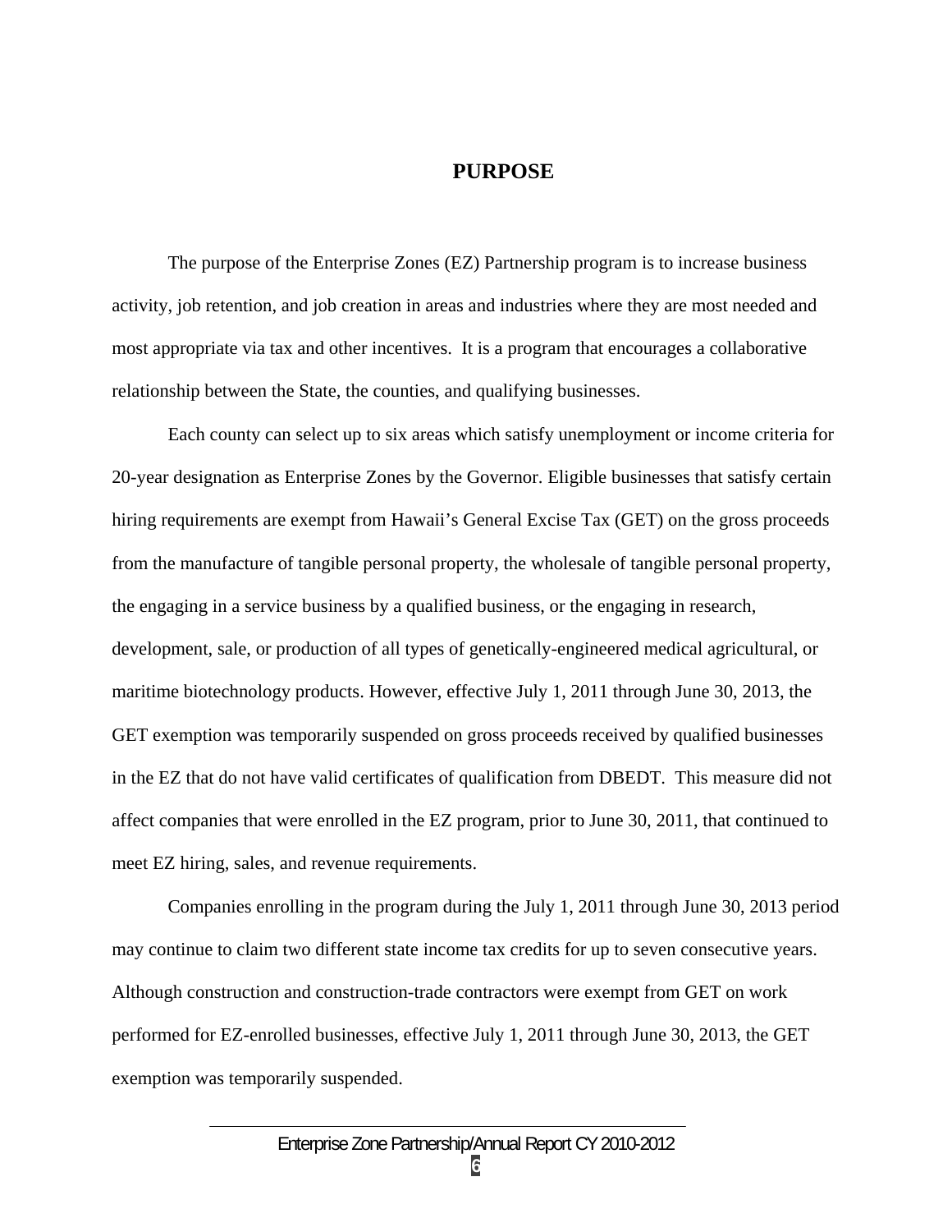# PURPOSE

The purpose of the Enterprise Zones (EZ) Partnership program is to increase business activity, job retention, and job creation in areas and industries where they are most needed and most appropriate via tax and other incentives. It is a program that encourages a collaborative relationship between the State, the counties, and qualifying businesses.

Each county can select up to six areas which satisfy unemployment or income criteria for 20-year designation as Enterprise Zones by the Governor. Eligible businesses that satisfy certain hiring requirements are exempt from Hawaii's General Excise Tax (GET) on the gross proceeds from the manufacture of tangible personal property, the wholesale of tangible personal property, the engaging in a service business by a qualified business, or the engaging in research, development, sale, or production of all types of genetically-engineered medical agricultural, or maritime biotechnology products. However, effective July 1, 2011 through June 30, 2013, the GET exemption was temporarily suspended on gross proceeds received by qualified businesses in the EZ that do not have valid certificates of qualification from DBEDT. This measure did not affect companies that were enrolled in the EZ program, prior to June 30, 2011, that continued to meet EZ hiring, sales, and revenue requirements.

Companies enrolling in the program during the July 1, 2011 through June 30, 2013 period may continue to claim two different state income tax credits for up to seven consecutive years. Although construction and construction-trade contractors were exempt from GET on work performed for EZ-enrolled businesses, effective July 1, 2011 through June 30, 2013, the GET exemption was temporarily suspended.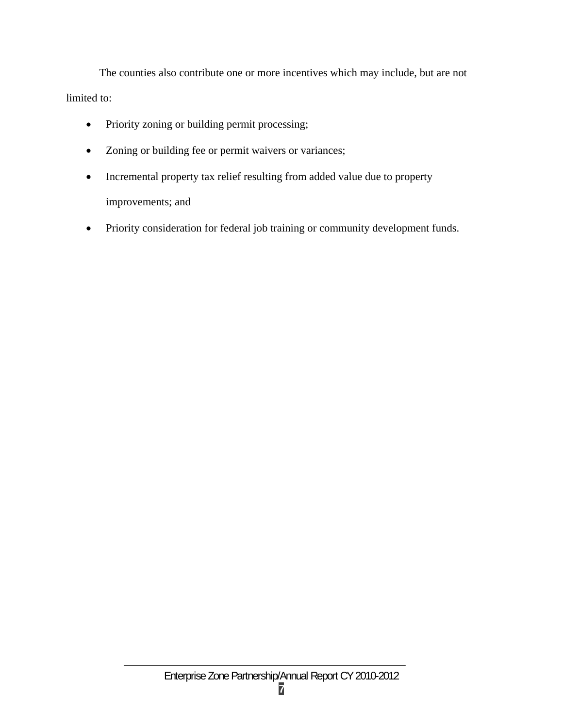The counties also contribute one or more incentives which may include, but are not limited to:

- Priority zoning or building permit processing;
- Zoning or building fee or permit waivers or variances;
- Incremental property tax relief resulting from added value due to property improvements; and
- Priority consideration for federal job training or community development funds.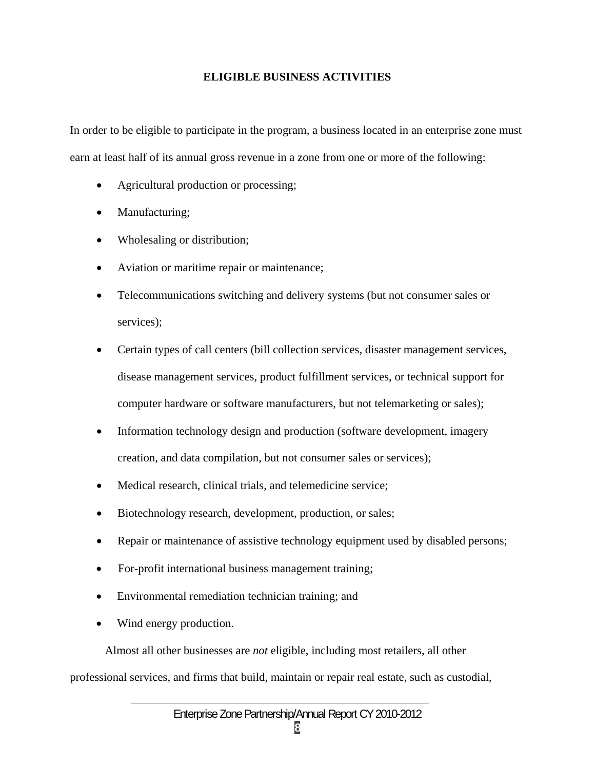## ELIGIBLE BUSINESS ACTIVITIES

In order to be eligible to participate in the program, a business located in an enterprise zone must earn at least half of its annual gross revenue in a zone from one or more of the following:

- Agricultural production or processing;
- Manufacturing;
- Wholesaling or distribution;
- Aviation or maritime repair or maintenance;
- Telecommunications switching and delivery systems (but not consumer sales or services);
- Certain types of call centers (bill collection services, disaster management services, disease management services, product fulfillment services, or technical support for computer hardware or software manufacturers, but not telemarketing or sales);
- Information technology design and production (software development, imagery creation, and data compilation, but not consumer sales or services);
- Medical research, clinical trials, and telemedicine service;
- Biotechnology research, development, production, or sales;
- Repair or maintenance of assistive technology equipment used by disabled persons;
- For-profit international business management training;
- Environmental remediation technician training; and
- Wind energy production.

Almost all other businesses are *not* eligible, including most retailers, all other professional services, and firms that build, maintain or repair real estate, such as custodial,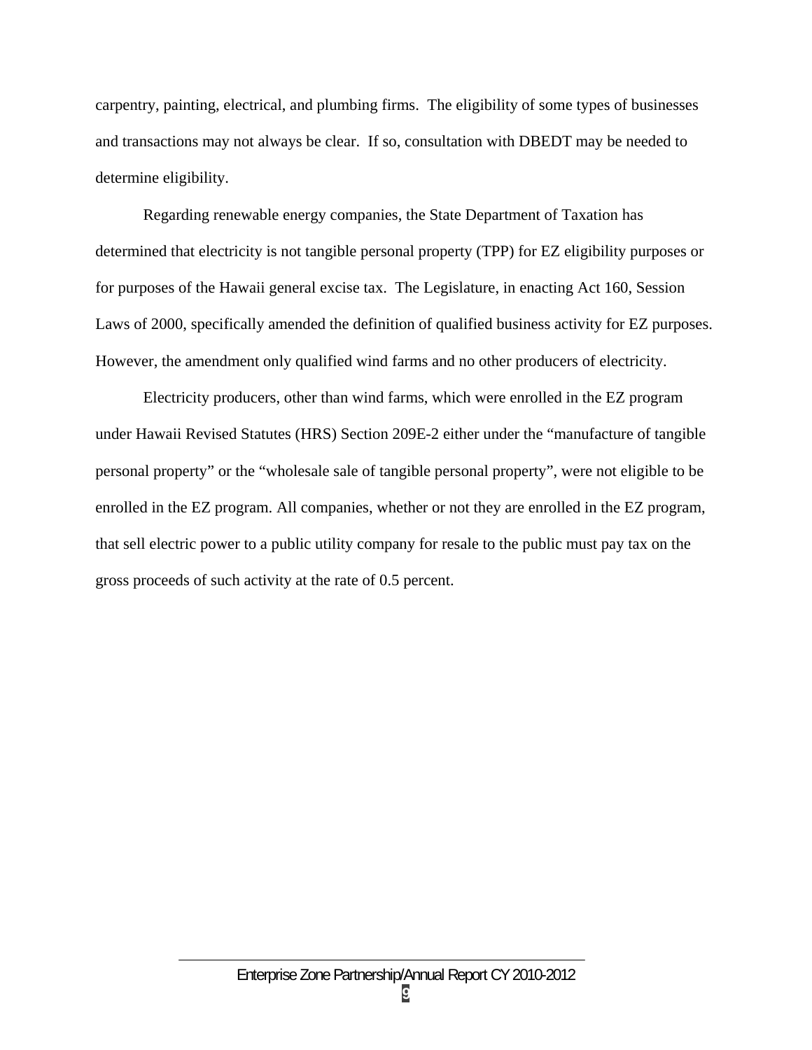carpentry, painting, electrical, and plumbing firms. The eligibility of some types of businesses and transactions may not always be clear. If so, consultation with DBEDT may be needed to determine eligibility.

Regarding renewable energy companies, the State Department of Taxation has determined that electricity is not tangible personal property (TPP) for EZ eligibility purposes or for purposes of the Hawaii general excise tax. The Legislature, in enacting Act 160, Session Laws of 2000, specifically amended the definition of qualified business activity for EZ purposes. However, the amendment only qualified wind farms and no other producers of electricity.

Electricity producers, other than wind farms, which were enrolled in the EZ program under Hawaii Revised Statutes (HRS) Section 209E-2 either under the "manufacture of tangible personal property" or the "wholesale sale of tangible personal property", were not eligible to be enrolled in the EZ program. All companies, whether or not they are enrolled in the EZ program, that sell electric power to a public utility company for resale to the public must pay tax on the gross proceeds of such activity at the rate of 0.5 percent.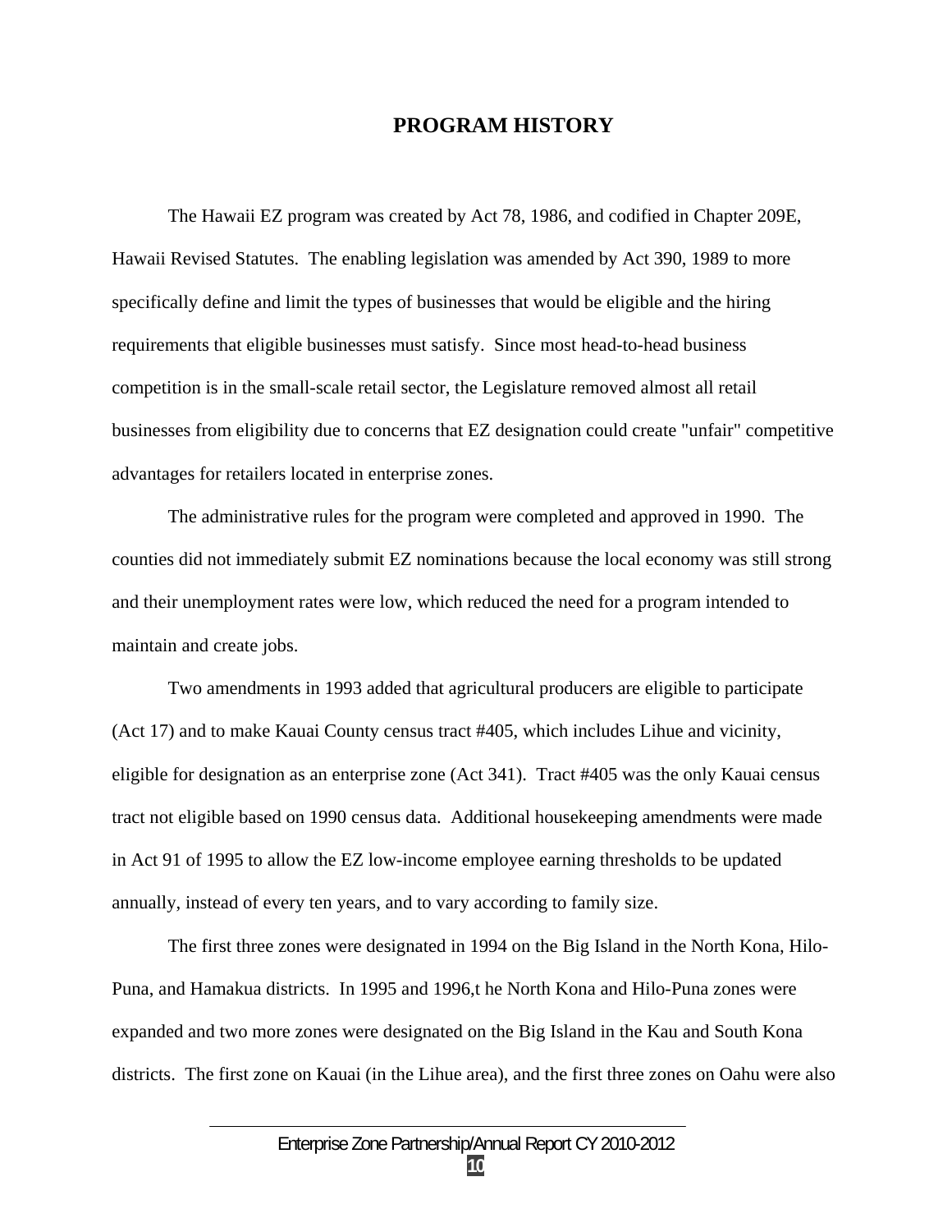## PROGRAM HISTORY

The Hawaii EZ program was created by Act 78, 1986, and codified in Chapter 209E, Hawaii Revised Statutes. The enabling legislation was amended by Act 390, 1989 to more specifically define and limit the types of businesses that would be eligible and the hiring requirements that eligible businesses must satisfy. Since most head-to-head business competition is in the small-scale retail sector, the Legislature removed almost all retail businesses from eligibility due to concerns that EZ designation could create "unfair" competitive advantages for retailers located in enterprise zones.

The administrative rules for the program were completed and approved in 1990. The counties did not immediately submit EZ nominations because the local economy was still strong and their unemployment rates were low, which reduced the need for a program intended to maintain and create jobs.

Two amendments in 1993 added that agricultural producers are eligible to participate (Act 17) and to make Kauai County census tract #405, which includes Lihue and vicinity, eligible for designation as an enterprise zone (Act 341). Tract #405 was the only Kauai census tract not eligible based on 1990 census data. Additional housekeeping amendments were made in Act 91 of 1995 to allow the EZ low-income employee earning thresholds to be updated annually, instead of every ten years, and to vary according to family size.

The first three zones were designated in 1994 on the Big Island in the North Kona, Hilo-Puna, and Hamakua districts. In 1995 and 1996,t he North Kona and Hilo-Puna zones were expanded and two more zones were designated on the Big Island in the Kau and South Kona districts. The first zone on Kauai (in the Lihue area), and the first three zones on Oahu were also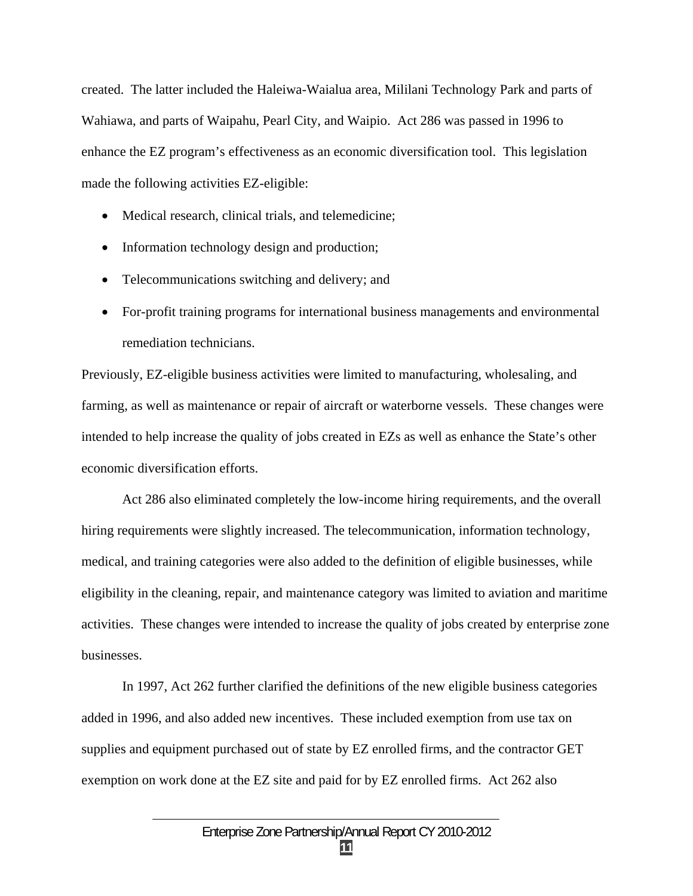created. The latter included the Haleiwa-Waialua area, Mililani Technology Park and parts of Wahiawa, and parts of Waipahu, Pearl City, and Waipio. Act 286 was passed in 1996 to enhance the EZ program's effectiveness as an economic diversification tool. This legislation made the following activities EZ-eligible:

- Medical research, clinical trials, and telemedicine;
- Information technology design and production;
- Telecommunications switching and delivery; and
- For-profit training programs for international business managements and environmental remediation technicians.

Previously, EZ-eligible business activities were limited to manufacturing, wholesaling, and farming, as well as maintenance or repair of aircraft or waterborne vessels. These changes were intended to help increase the quality of jobs created in EZs as well as enhance the State's other economic diversification efforts.

Act 286 also eliminated completely the low-income hiring requirements, and the overall hiring requirements were slightly increased. The telecommunication, information technology, medical, and training categories were also added to the definition of eligible businesses, while eligibility in the cleaning, repair, and maintenance category was limited to aviation and maritime activities. These changes were intended to increase the quality of jobs created by enterprise zone businesses.

In 1997, Act 262 further clarified the definitions of the new eligible business categories added in 1996, and also added new incentives. These included exemption from use tax on supplies and equipment purchased out of state by EZ enrolled firms, and the contractor GET exemption on work done at the EZ site and paid for by EZ enrolled firms. Act 262 also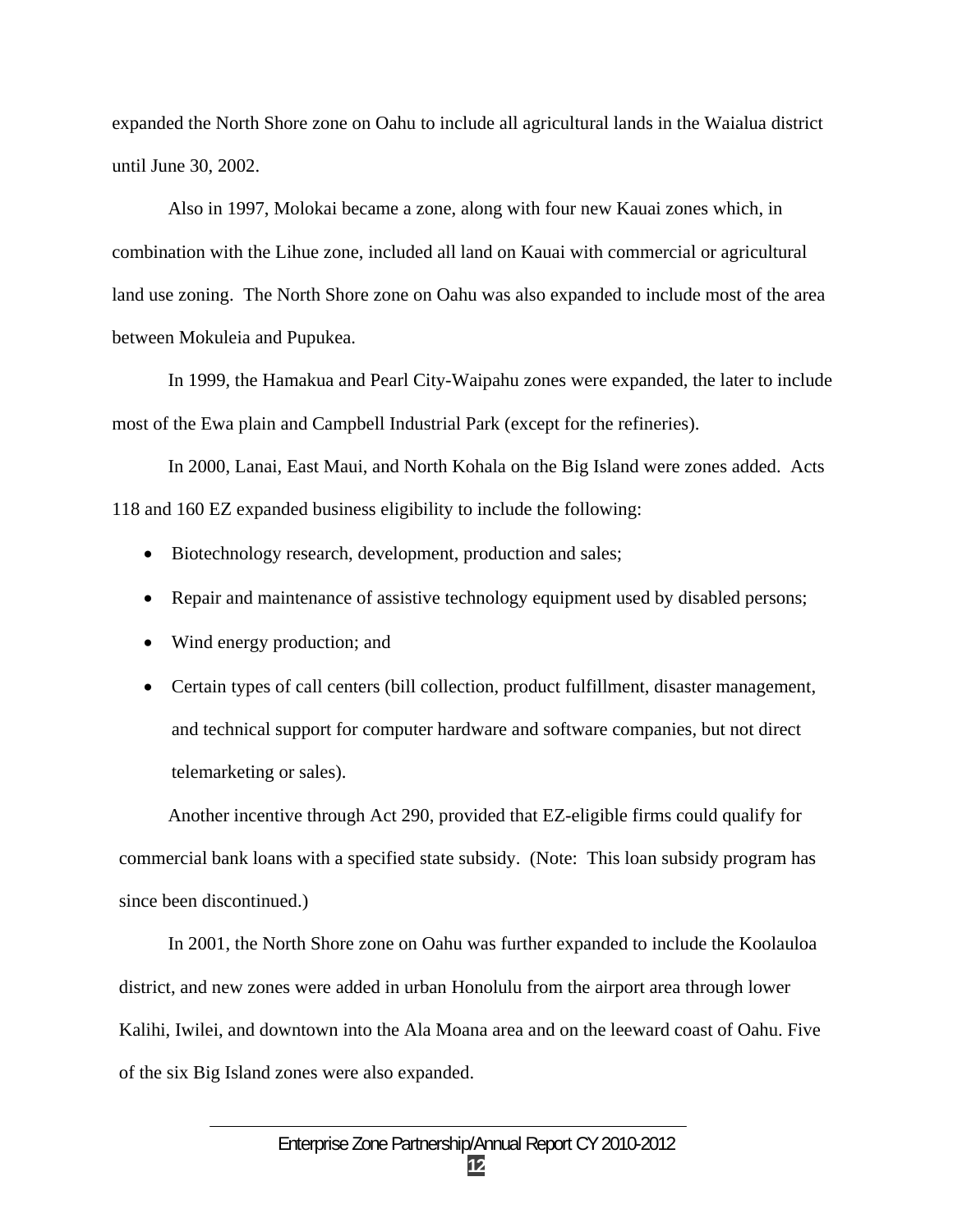expanded the North Shore zone on Oahu to include all agricultural lands in the Waialua district until June 30, 2002.

Also in 1997, Molokai became a zone, along with four new Kauai zones which, in combination with the Lihue zone, included all land on Kauai with commercial or agricultural land use zoning. The North Shore zone on Oahu was also expanded to include most of the area between Mokuleia and Pupukea.

In 1999, the Hamakua and Pearl City-Waipahu zones were expanded, the later to include most of the Ewa plain and Campbell Industrial Park (except for the refineries).

In 2000, Lanai, East Maui, and North Kohala on the Big Island were zones added. Acts 118 and 160 EZ expanded business eligibility to include the following:

- Biotechnology research, development, production and sales;
- Repair and maintenance of assistive technology equipment used by disabled persons;
- Wind energy production; and
- Certain types of call centers (bill collection, product fulfillment, disaster management, and technical support for computer hardware and software companies, but not direct telemarketing or sales).

Another incentive through Act 290, provided that EZ-eligible firms could qualify for commercial bank loans with a specified state subsidy. (Note: This loan subsidy program has since been discontinued.)

In 2001, the North Shore zone on Oahu was further expanded to include the Koolauloa district, and new zones were added in urban Honolulu from the airport area through lower Kalihi, Iwilei, and downtown into the Ala Moana area and on the leeward coast of Oahu. Five of the six Big Island zones were also expanded.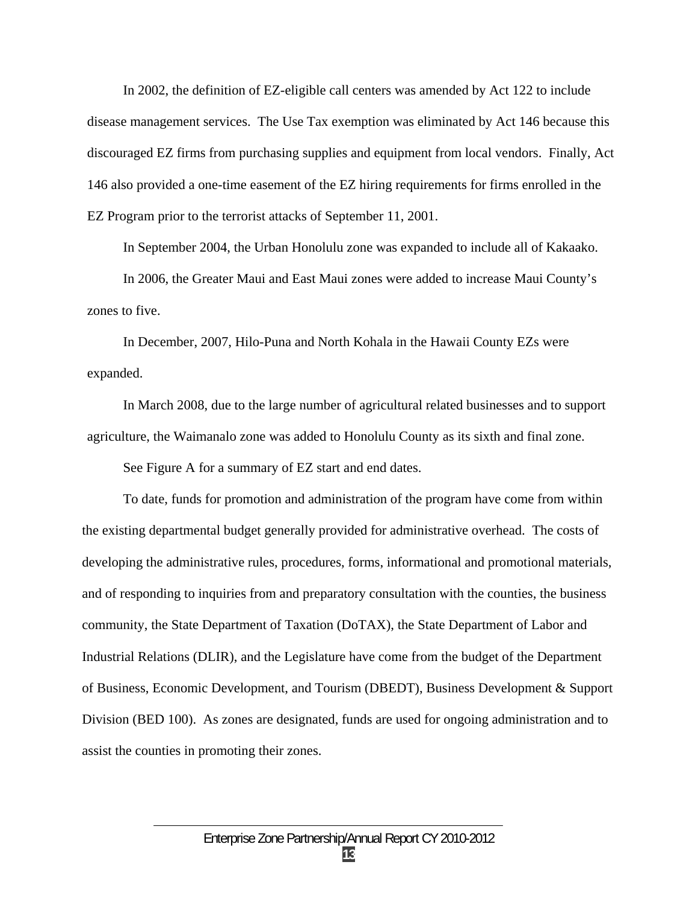In 2002, the definition of EZ-eligible call centers was amended by Act 122 to include disease management services. The Use Tax exemption was eliminated by Act 146 because this discouraged EZ firms from purchasing supplies and equipment from local vendors. Finally, Act 146 also provided a one-time easement of the EZ hiring requirements for firms enrolled in the EZ Program prior to the terrorist attacks of September 11, 2001.

In September 2004, the Urban Honolulu zone was expanded to include all of Kakaako.

In 2006, the Greater Maui and East Maui zones were added to increase Maui County's zones to five.

In December, 2007, Hilo-Puna and North Kohala in the Hawaii County EZs were expanded.

In March 2008, due to the large number of agricultural related businesses and to support agriculture, the Waimanalo zone was added to Honolulu County as its sixth and final zone.

See Figure A for a summary of EZ start and end dates.

To date, funds for promotion and administration of the program have come from within the existing departmental budget generally provided for administrative overhead. The costs of developing the administrative rules, procedures, forms, informational and promotional materials, and of responding to inquiries from and preparatory consultation with the counties, the business community, the State Department of Taxation (DoTAX), the State Department of Labor and Industrial Relations (DLIR), and the Legislature have come from the budget of the Department of Business, Economic Development, and Tourism (DBEDT), Business Development & Support Division (BED 100). As zones are designated, funds are used for ongoing administration and to assist the counties in promoting their zones.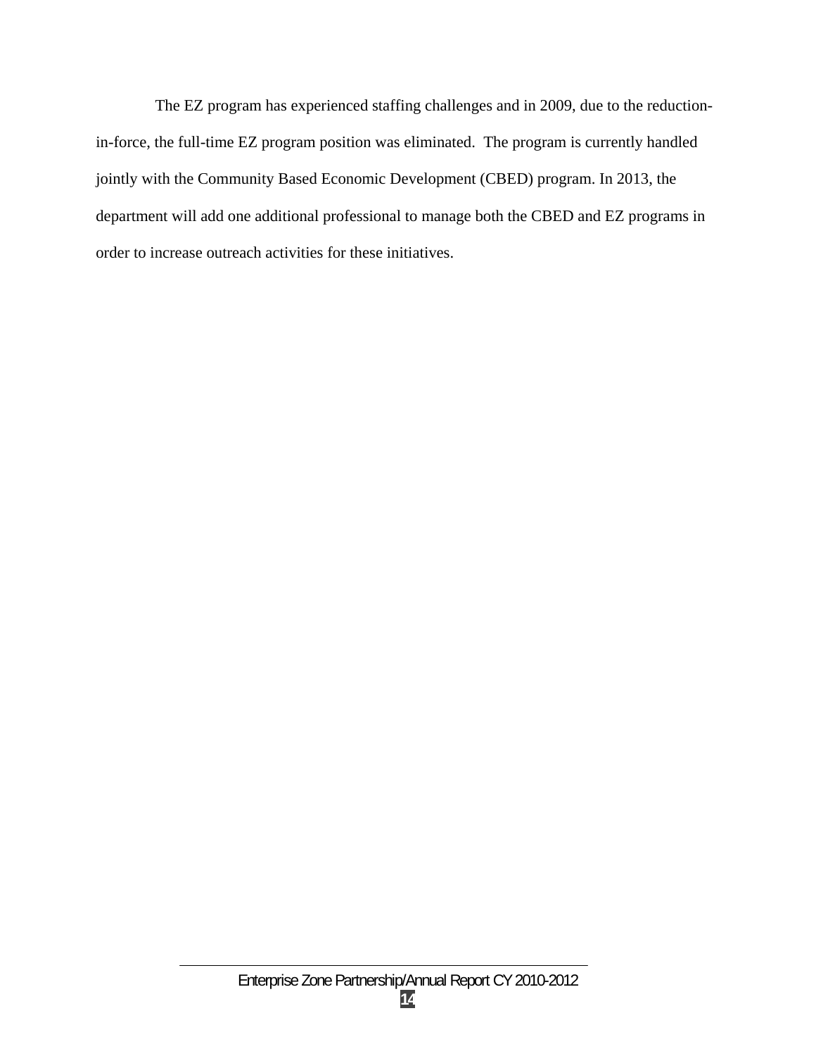The EZ program has experienced staffing challenges and in 2009, due to the reduction-in-force, the full-time EZ program position was eliminated. The program is currently handled jointly with the Community Based Economic Development (CBED) program. In 2013, the department will add one additional professional to manage both the CBED and EZ programs in order to increase outreach activities for these initiatives.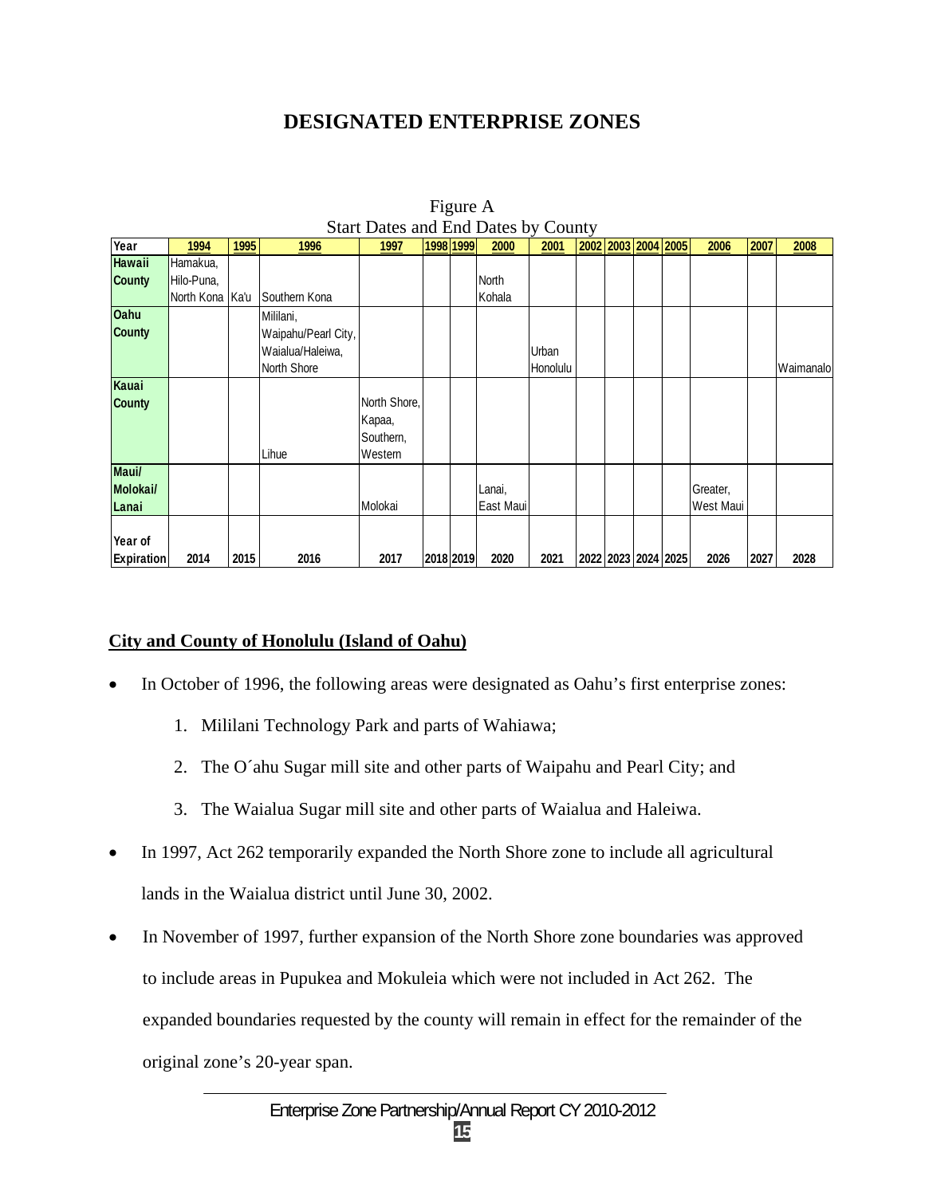# DESIGNATED ENTERPRISE ZONES

Figure A
Start Dates and End Dates by County

| Year | 1994 | 1995 | 1996 | 1997 | 1998 | 1999 | 2000 | 2001 | 2002 | 2003 | 2004 | 2005 | 2006 | 2007 | 2008 |
|---|---|---|---|---|---|---|---|---|---|---|---|---|---|---|---|
| Hawaii County | Hamakua, Hilo-Puna, North Kona | Ka'u | Southern Kona | | | | North Kohala | | | | | | | | |
| Oahu County | | | Mililani, Waipahu/Pearl City, Waialua/Haleiwa, North Shore | | | | | Urban Honolulu | | | | | | | Waimanalo |
| Kauai County | | | Lihue | North Shore, Kapaa, Southern, Western | | | | | | | | | | | |
| Maui/ Molokai/ Lanai | | | | Molokai | | | Lanai, East Maui | | | | | | Greater, West Maui | | |
| Year of Expiration | 2014 | 2015 | 2016 | 2017 | 2018 | 2019 | 2020 | 2021 | 2022 | 2023 | 2024 | 2025 | 2026 | 2027 | 2028 |

## City and County of Honolulu (Island of Oahu)

- In October of 1996, the following areas were designated as Oahu's first enterprise zones:
  1. Mililani Technology Park and parts of Wahiawa;
  2. The O´ahu Sugar mill site and other parts of Waipahu and Pearl City; and
  3. The Waialua Sugar mill site and other parts of Waialua and Haleiwa.
- In 1997, Act 262 temporarily expanded the North Shore zone to include all agricultural lands in the Waialua district until June 30, 2002.
- In November of 1997, further expansion of the North Shore zone boundaries was approved to include areas in Pupukea and Mokuleia which were not included in Act 262. The expanded boundaries requested by the county will remain in effect for the remainder of the original zone's 20-year span.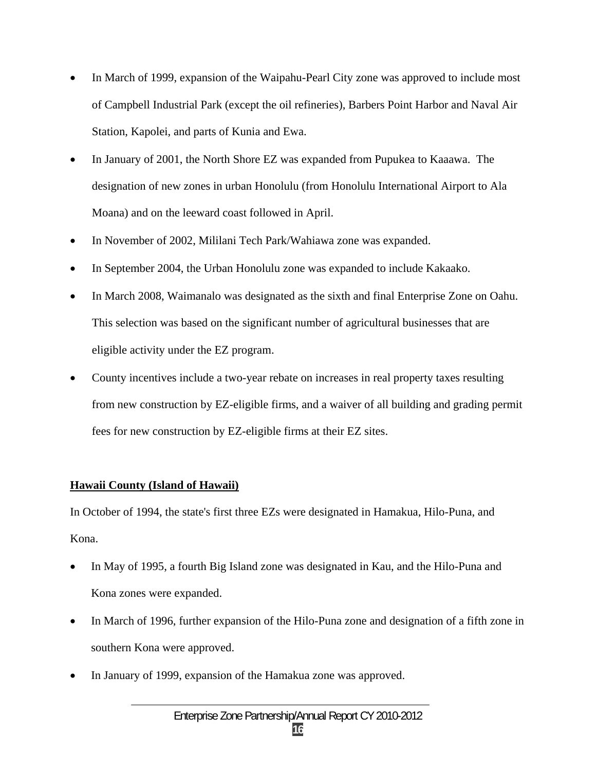- In March of 1999, expansion of the Waipahu-Pearl City zone was approved to include most of Campbell Industrial Park (except the oil refineries), Barbers Point Harbor and Naval Air Station, Kapolei, and parts of Kunia and Ewa.
- In January of 2001, the North Shore EZ was expanded from Pupukea to Kaaawa. The designation of new zones in urban Honolulu (from Honolulu International Airport to Ala Moana) and on the leeward coast followed in April.
- In November of 2002, Mililani Tech Park/Wahiawa zone was expanded.
- In September 2004, the Urban Honolulu zone was expanded to include Kakaako.
- In March 2008, Waimanalo was designated as the sixth and final Enterprise Zone on Oahu. This selection was based on the significant number of agricultural businesses that are eligible activity under the EZ program.
- County incentives include a two-year rebate on increases in real property taxes resulting from new construction by EZ-eligible firms, and a waiver of all building and grading permit fees for new construction by EZ-eligible firms at their EZ sites.

**Hawaii County (Island of Hawaii)**

In October of 1994, the state's first three EZs were designated in Hamakua, Hilo-Puna, and Kona.

- In May of 1995, a fourth Big Island zone was designated in Kau, and the Hilo-Puna and Kona zones were expanded.
- In March of 1996, further expansion of the Hilo-Puna zone and designation of a fifth zone in southern Kona were approved.
- In January of 1999, expansion of the Hamakua zone was approved.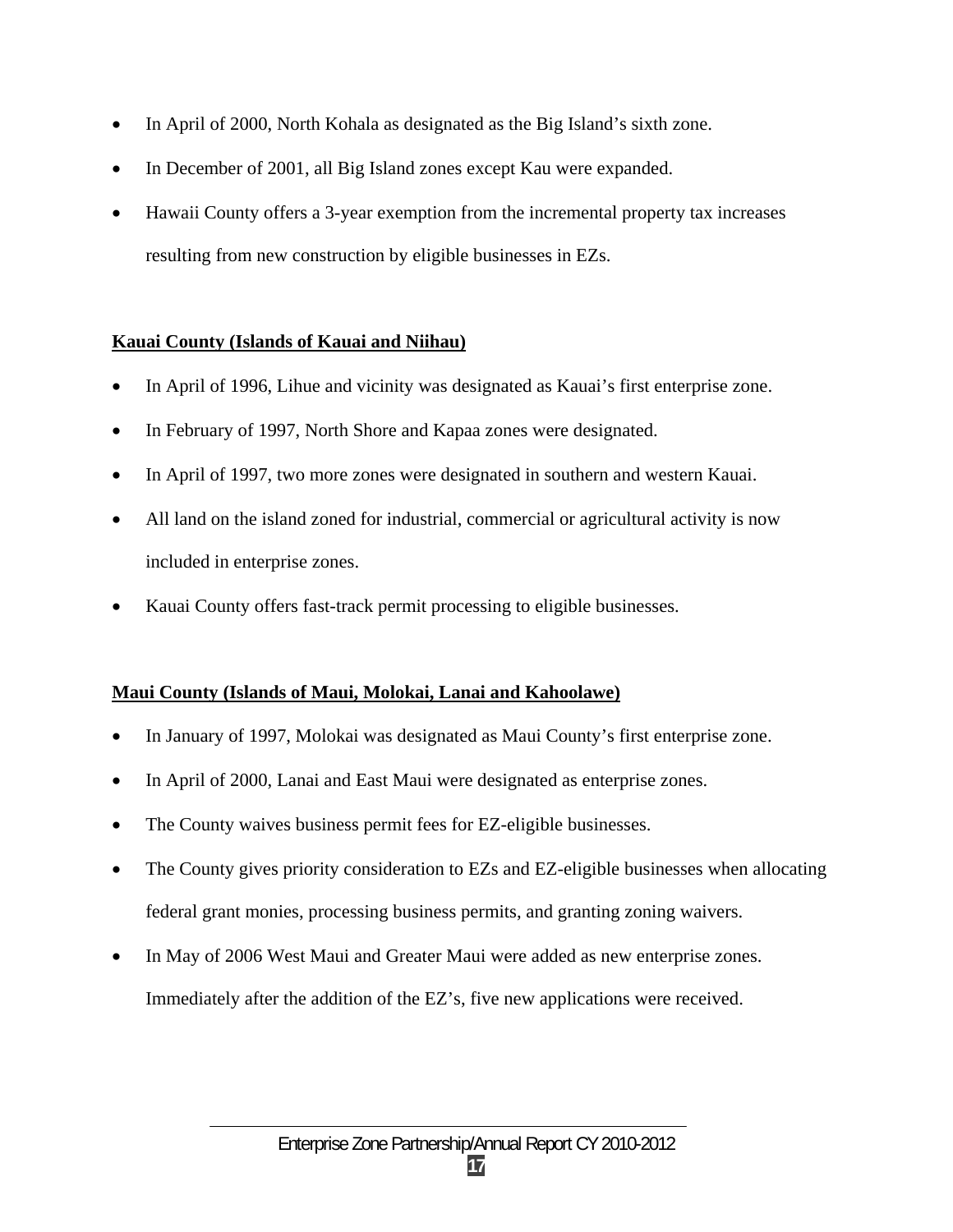- In April of 2000, North Kohala as designated as the Big Island's sixth zone.
- In December of 2001, all Big Island zones except Kau were expanded.
- Hawaii County offers a 3-year exemption from the incremental property tax increases resulting from new construction by eligible businesses in EZs.

**Kauai County (Islands of Kauai and Niihau)**

- In April of 1996, Lihue and vicinity was designated as Kauai's first enterprise zone.
- In February of 1997, North Shore and Kapaa zones were designated.
- In April of 1997, two more zones were designated in southern and western Kauai.
- All land on the island zoned for industrial, commercial or agricultural activity is now included in enterprise zones.
- Kauai County offers fast-track permit processing to eligible businesses.

**Maui County (Islands of Maui, Molokai, Lanai and Kahoolawe)**

- In January of 1997, Molokai was designated as Maui County's first enterprise zone.
- In April of 2000, Lanai and East Maui were designated as enterprise zones.
- The County waives business permit fees for EZ-eligible businesses.
- The County gives priority consideration to EZs and EZ-eligible businesses when allocating federal grant monies, processing business permits, and granting zoning waivers.
- In May of 2006 West Maui and Greater Maui were added as new enterprise zones. Immediately after the addition of the EZ's, five new applications were received.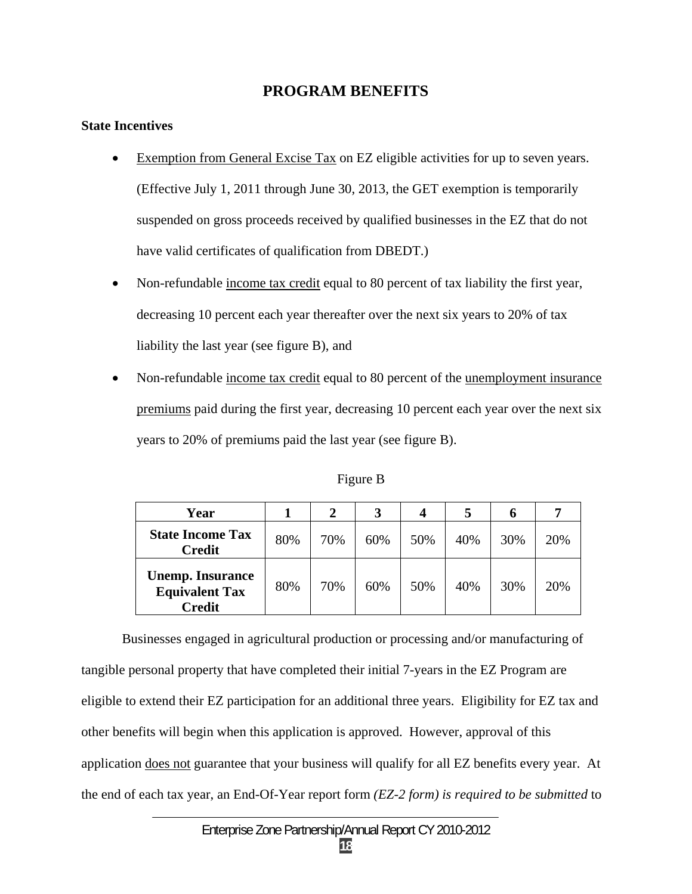# PROGRAM BENEFITS

**State Incentives**

- Exemption from General Excise Tax on EZ eligible activities for up to seven years. (Effective July 1, 2011 through June 30, 2013, the GET exemption is temporarily suspended on gross proceeds received by qualified businesses in the EZ that do not have valid certificates of qualification from DBEDT.)
- Non-refundable income tax credit equal to 80 percent of tax liability the first year, decreasing 10 percent each year thereafter over the next six years to 20% of tax liability the last year (see figure B), and
- Non-refundable income tax credit equal to 80 percent of the unemployment insurance premiums paid during the first year, decreasing 10 percent each year over the next six years to 20% of premiums paid the last year (see figure B).

Figure B

| Year | 1 | 2 | 3 | 4 | 5 | 6 | 7 |
|---|---|---|---|---|---|---|---|
| **State Income Tax Credit** | 80% | 70% | 60% | 50% | 40% | 30% | 20% |
| **Unemp. Insurance Equivalent Tax Credit** | 80% | 70% | 60% | 50% | 40% | 30% | 20% |

Businesses engaged in agricultural production or processing and/or manufacturing of tangible personal property that have completed their initial 7-years in the EZ Program are eligible to extend their EZ participation for an additional three years. Eligibility for EZ tax and other benefits will begin when this application is approved. However, approval of this application does not guarantee that your business will qualify for all EZ benefits every year. At the end of each tax year, an End-Of-Year report form *(EZ-2 form) is required to be submitted* to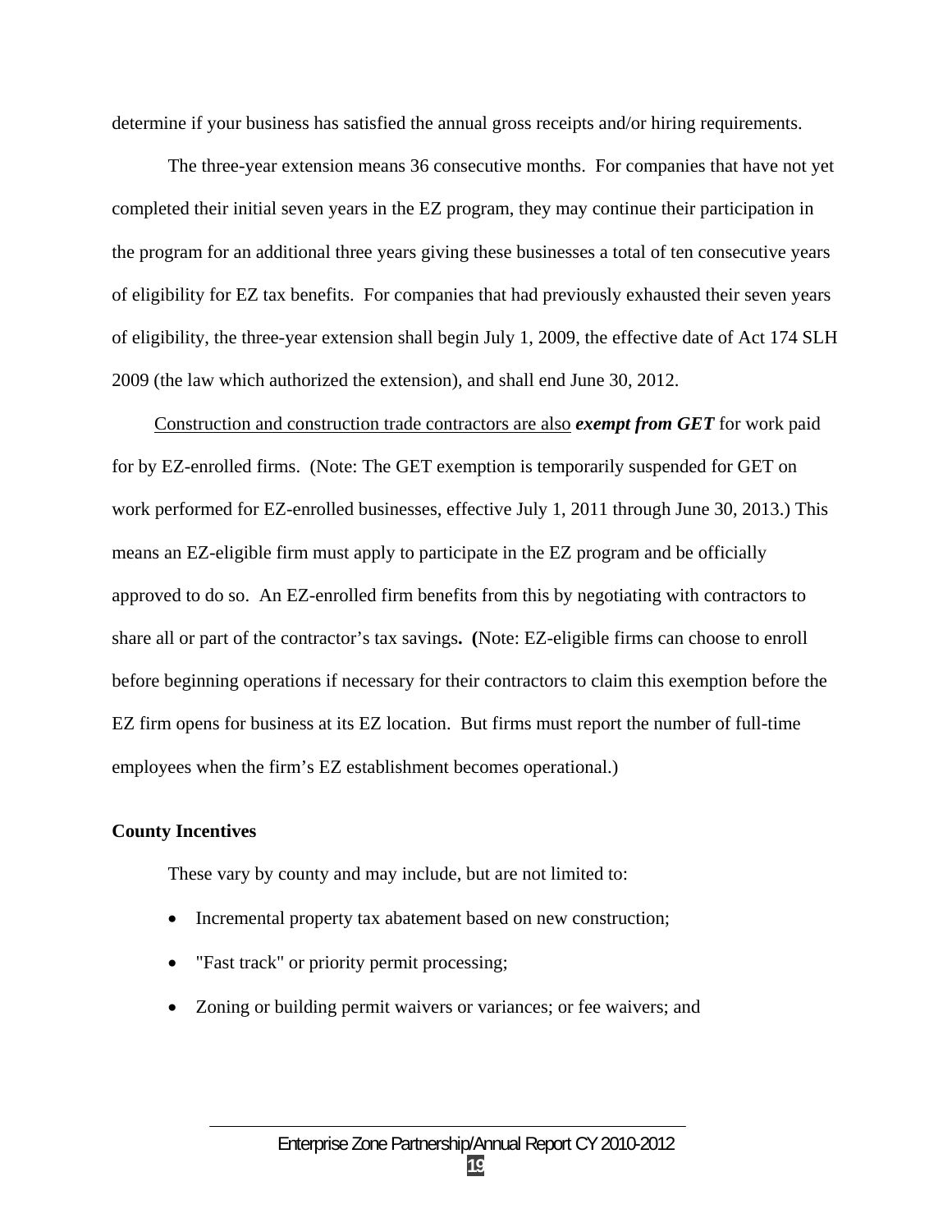determine if your business has satisfied the annual gross receipts and/or hiring requirements.

The three-year extension means 36 consecutive months. For companies that have not yet completed their initial seven years in the EZ program, they may continue their participation in the program for an additional three years giving these businesses a total of ten consecutive years of eligibility for EZ tax benefits. For companies that had previously exhausted their seven years of eligibility, the three-year extension shall begin July 1, 2009, the effective date of Act 174 SLH 2009 (the law which authorized the extension), and shall end June 30, 2012.

<u>Construction and construction trade contractors are also</u> ***exempt from GET*** for work paid for by EZ-enrolled firms. (Note: The GET exemption is temporarily suspended for GET on work performed for EZ-enrolled businesses, effective July 1, 2011 through June 30, 2013.) This means an EZ-eligible firm must apply to participate in the EZ program and be officially approved to do so. An EZ-enrolled firm benefits from this by negotiating with contractors to share all or part of the contractor's tax savings**. (**Note: EZ-eligible firms can choose to enroll before beginning operations if necessary for their contractors to claim this exemption before the EZ firm opens for business at its EZ location. But firms must report the number of full-time employees when the firm's EZ establishment becomes operational.)

**County Incentives**

These vary by county and may include, but are not limited to:

- Incremental property tax abatement based on new construction;
- "Fast track" or priority permit processing;
- Zoning or building permit waivers or variances; or fee waivers; and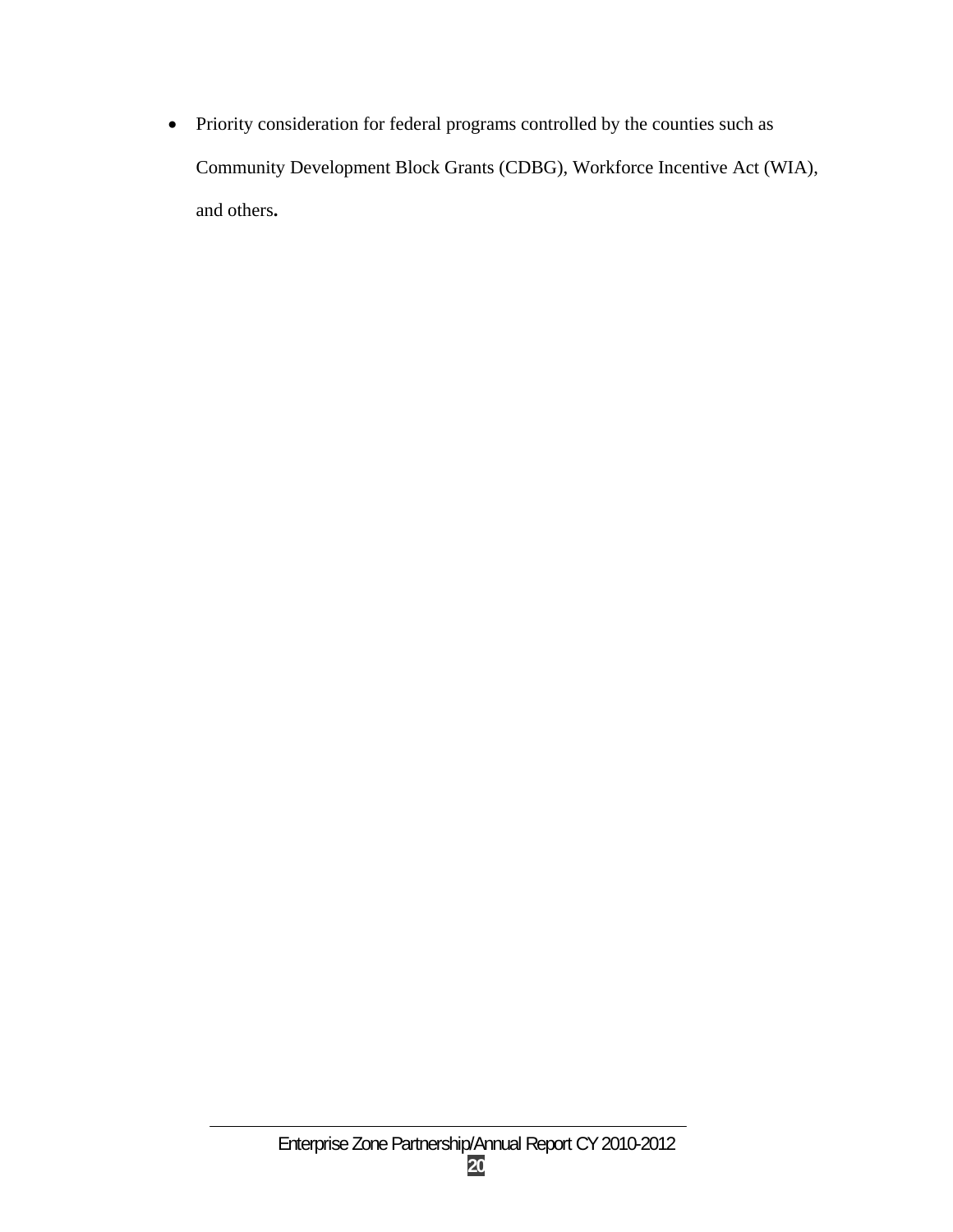- Priority consideration for federal programs controlled by the counties such as Community Development Block Grants (CDBG), Workforce Incentive Act (WIA), and others**.**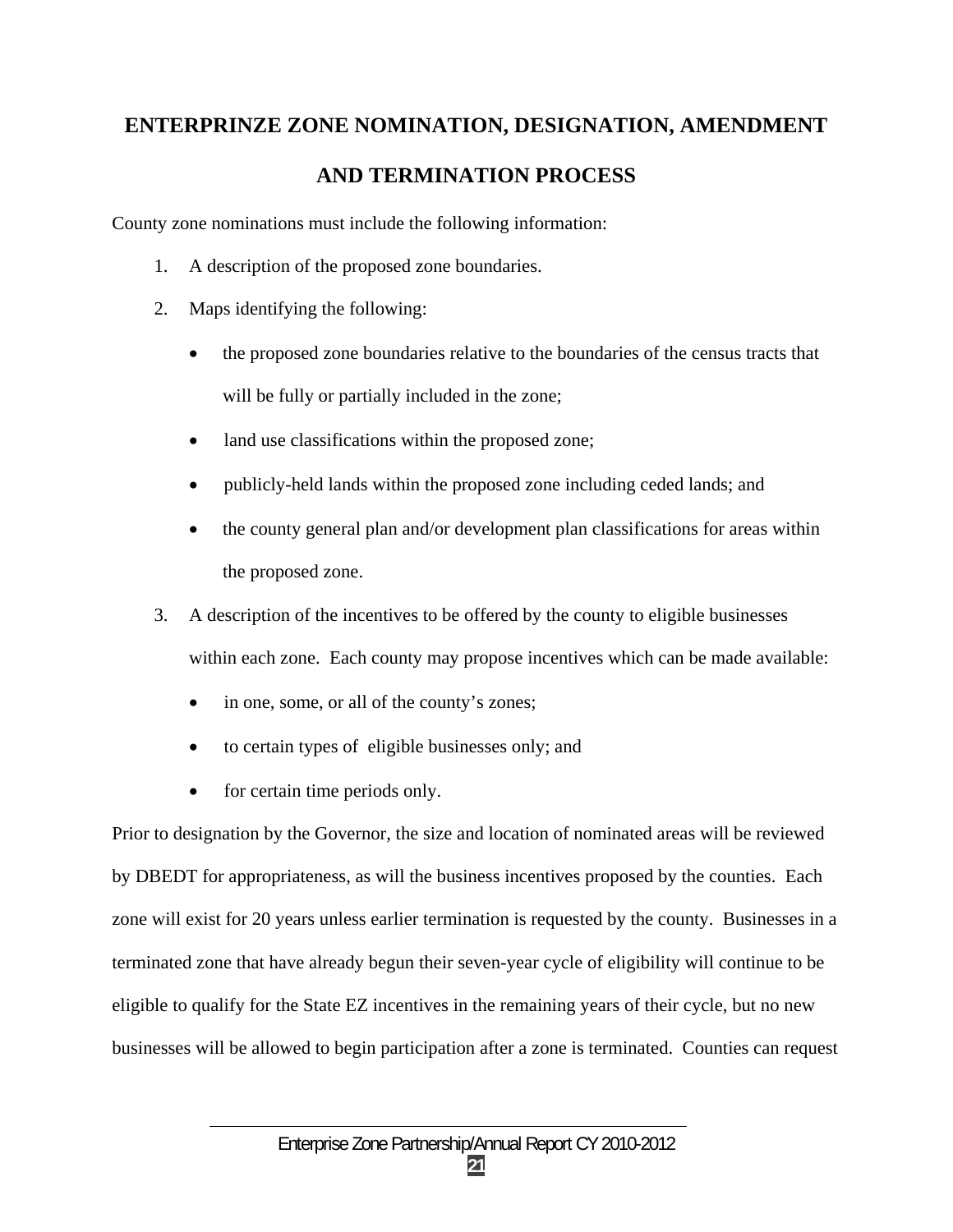# ENTERPRINZE ZONE NOMINATION, DESIGNATION, AMENDMENT AND TERMINATION PROCESS

County zone nominations must include the following information:

1. A description of the proposed zone boundaries.
2. Maps identifying the following:
   - the proposed zone boundaries relative to the boundaries of the census tracts that will be fully or partially included in the zone;
   - land use classifications within the proposed zone;
   - publicly-held lands within the proposed zone including ceded lands; and
   - the county general plan and/or development plan classifications for areas within the proposed zone.
3. A description of the incentives to be offered by the county to eligible businesses within each zone. Each county may propose incentives which can be made available:
   - in one, some, or all of the county's zones;
   - to certain types of eligible businesses only; and
   - for certain time periods only.

Prior to designation by the Governor, the size and location of nominated areas will be reviewed by DBEDT for appropriateness, as will the business incentives proposed by the counties. Each zone will exist for 20 years unless earlier termination is requested by the county. Businesses in a terminated zone that have already begun their seven-year cycle of eligibility will continue to be eligible to qualify for the State EZ incentives in the remaining years of their cycle, but no new businesses will be allowed to begin participation after a zone is terminated. Counties can request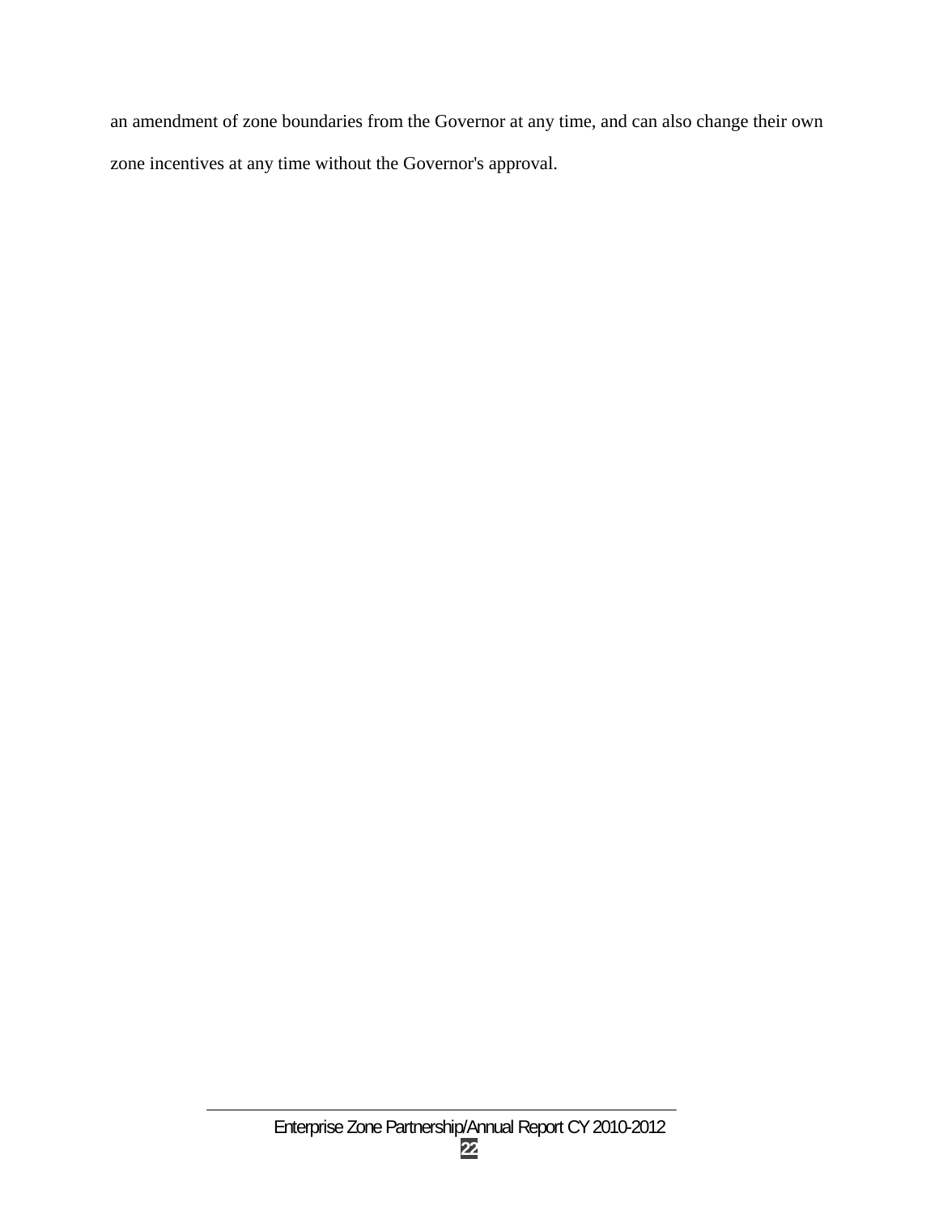an amendment of zone boundaries from the Governor at any time, and can also change their own zone incentives at any time without the Governor's approval.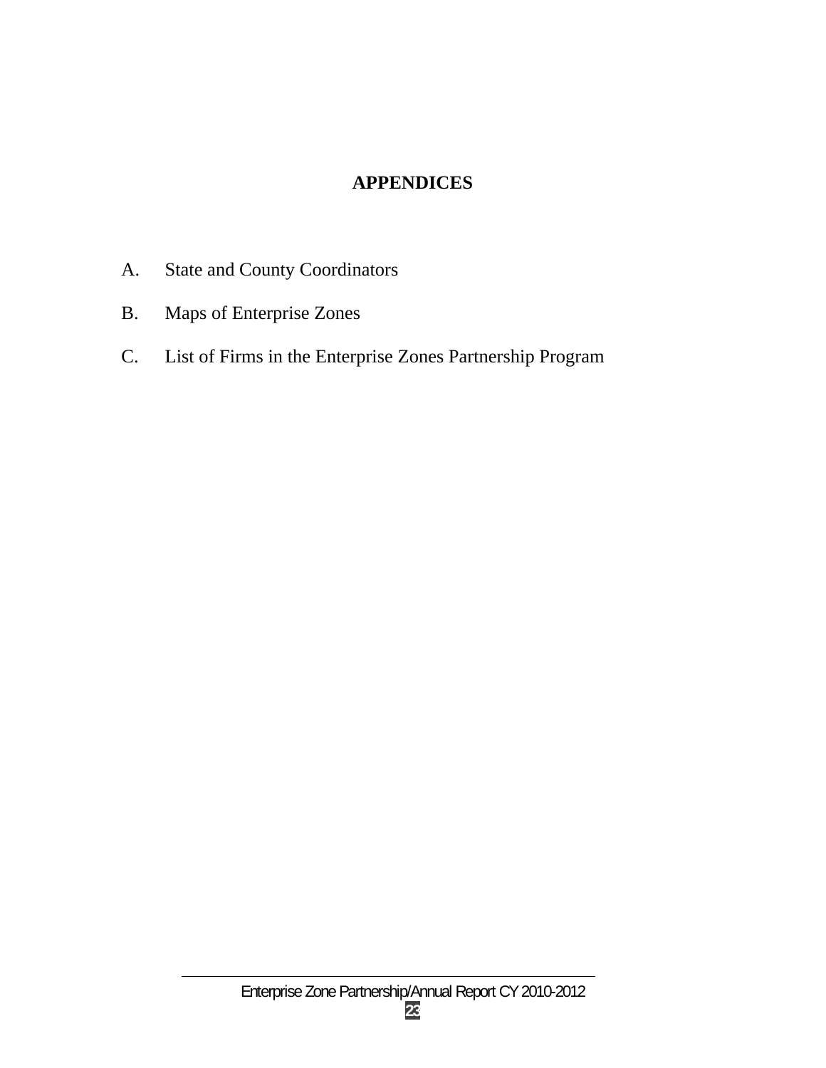# APPENDICES

A. State and County Coordinators

B. Maps of Enterprise Zones

C. List of Firms in the Enterprise Zones Partnership Program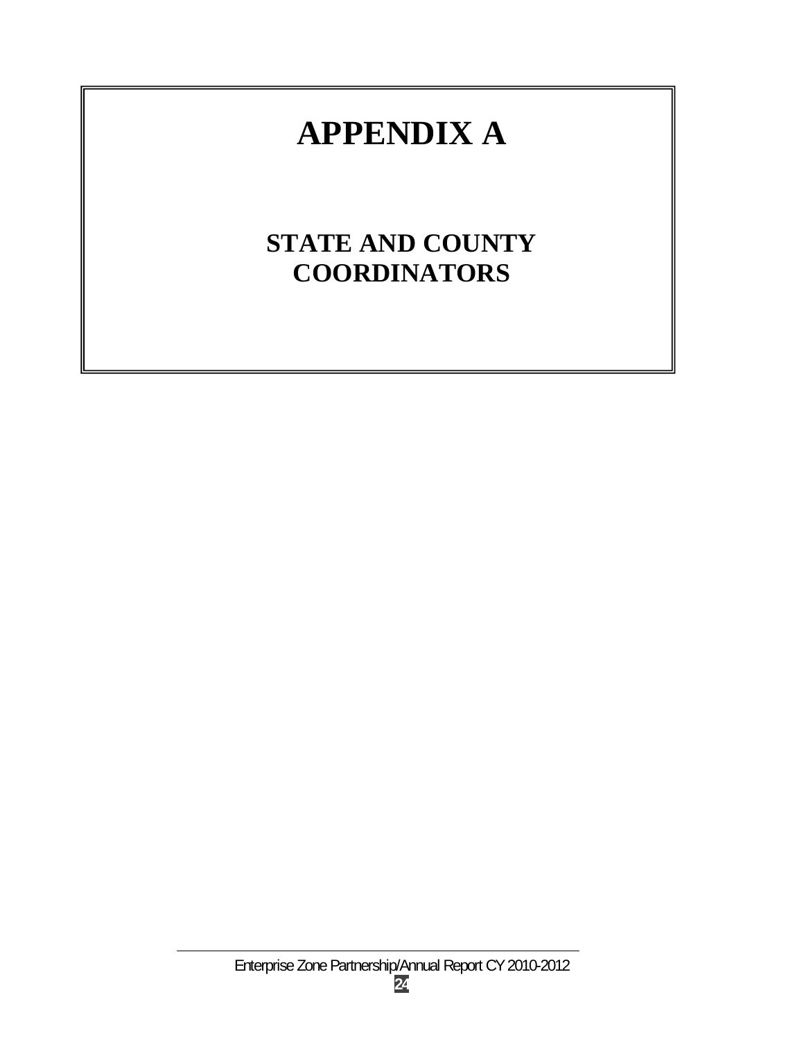# APPENDIX A

## STATE AND COUNTY COORDINATORS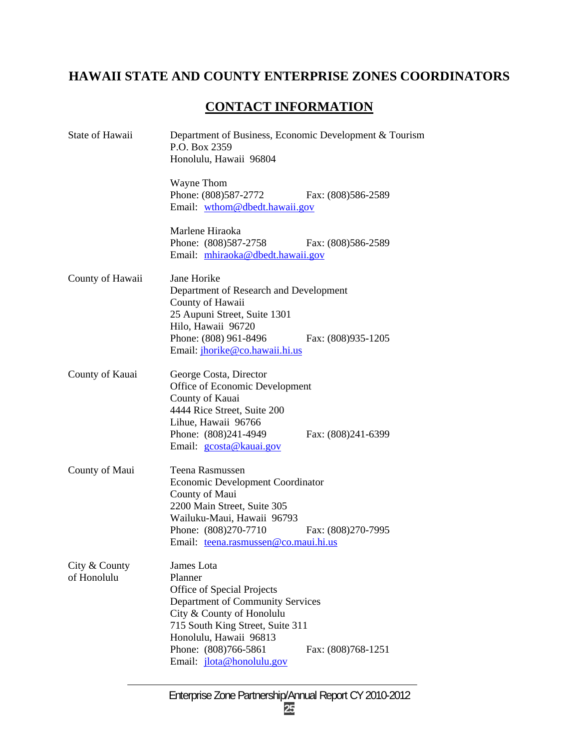# HAWAII STATE AND COUNTY ENTERPRISE ZONES COORDINATORS

## CONTACT INFORMATION

| | |
|---|---|
| State of Hawaii | Department of Business, Economic Development & Tourism<br>P.O. Box 2359<br>Honolulu, Hawaii 96804<br><br>Wayne Thom<br>Phone: (808)587-2772 Fax: (808)586-2589<br>Email: wthom@dbedt.hawaii.gov<br><br>Marlene Hiraoka<br>Phone: (808)587-2758 Fax: (808)586-2589<br>Email: mhiraoka@dbedt.hawaii.gov |
| County of Hawaii | Jane Horike<br>Department of Research and Development<br>County of Hawaii<br>25 Aupuni Street, Suite 1301<br>Hilo, Hawaii 96720<br>Phone: (808) 961-8496 Fax: (808)935-1205<br>Email: jhorike@co.hawaii.hi.us |
| County of Kauai | George Costa, Director<br>Office of Economic Development<br>County of Kauai<br>4444 Rice Street, Suite 200<br>Lihue, Hawaii 96766<br>Phone: (808)241-4949 Fax: (808)241-6399<br>Email: gcosta@kauai.gov |
| County of Maui | Teena Rasmussen<br>Economic Development Coordinator<br>County of Maui<br>2200 Main Street, Suite 305<br>Wailuku-Maui, Hawaii 96793<br>Phone: (808)270-7710 Fax: (808)270-7995<br>Email: teena.rasmussen@co.maui.hi.us |
| City & County of Honolulu | James Lota<br>Planner<br>Office of Special Projects<br>Department of Community Services<br>City & County of Honolulu<br>715 South King Street, Suite 311<br>Honolulu, Hawaii 96813<br>Phone: (808)766-5861 Fax: (808)768-1251<br>Email: jlota@honolulu.gov |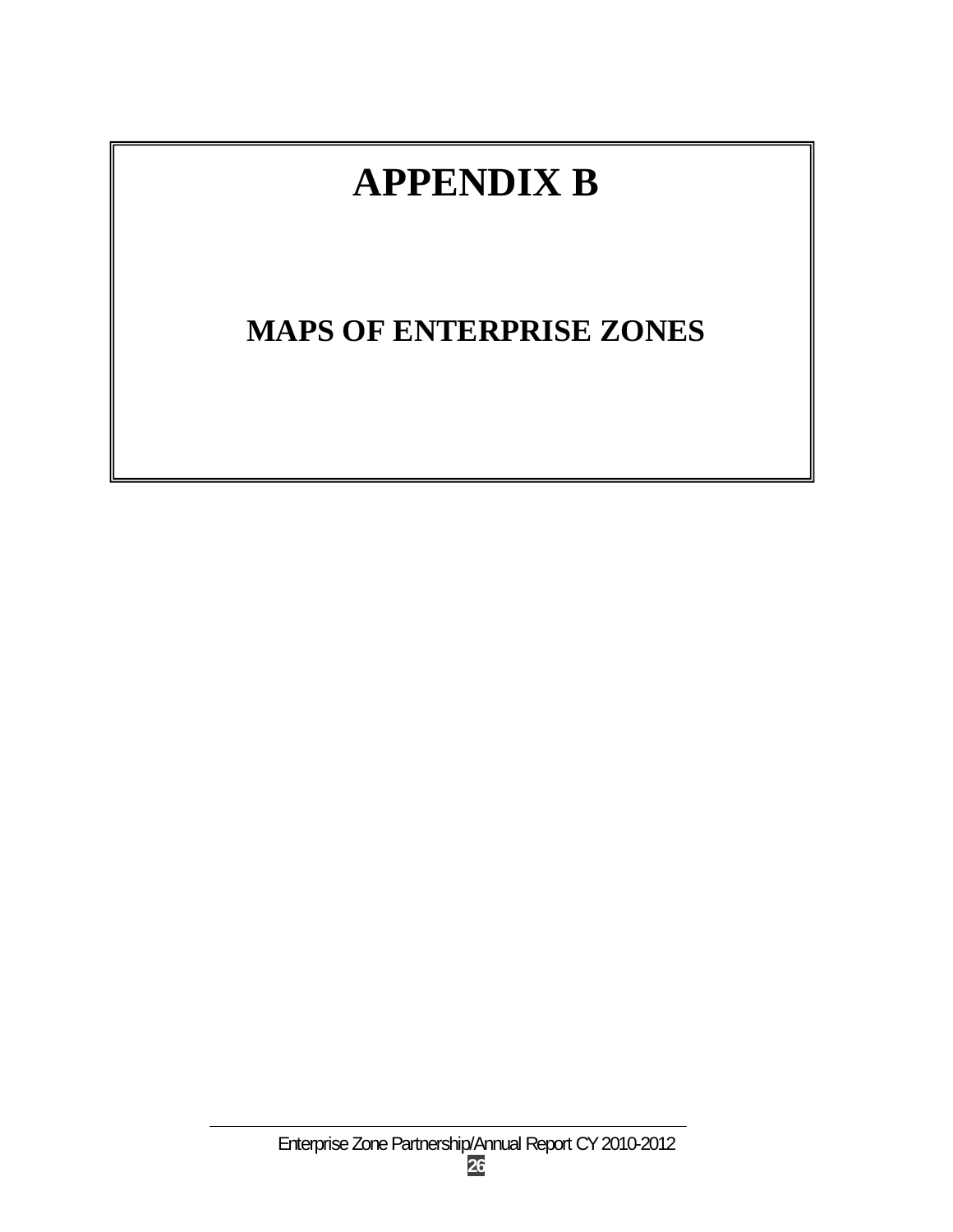# APPENDIX B

## MAPS OF ENTERPRISE ZONES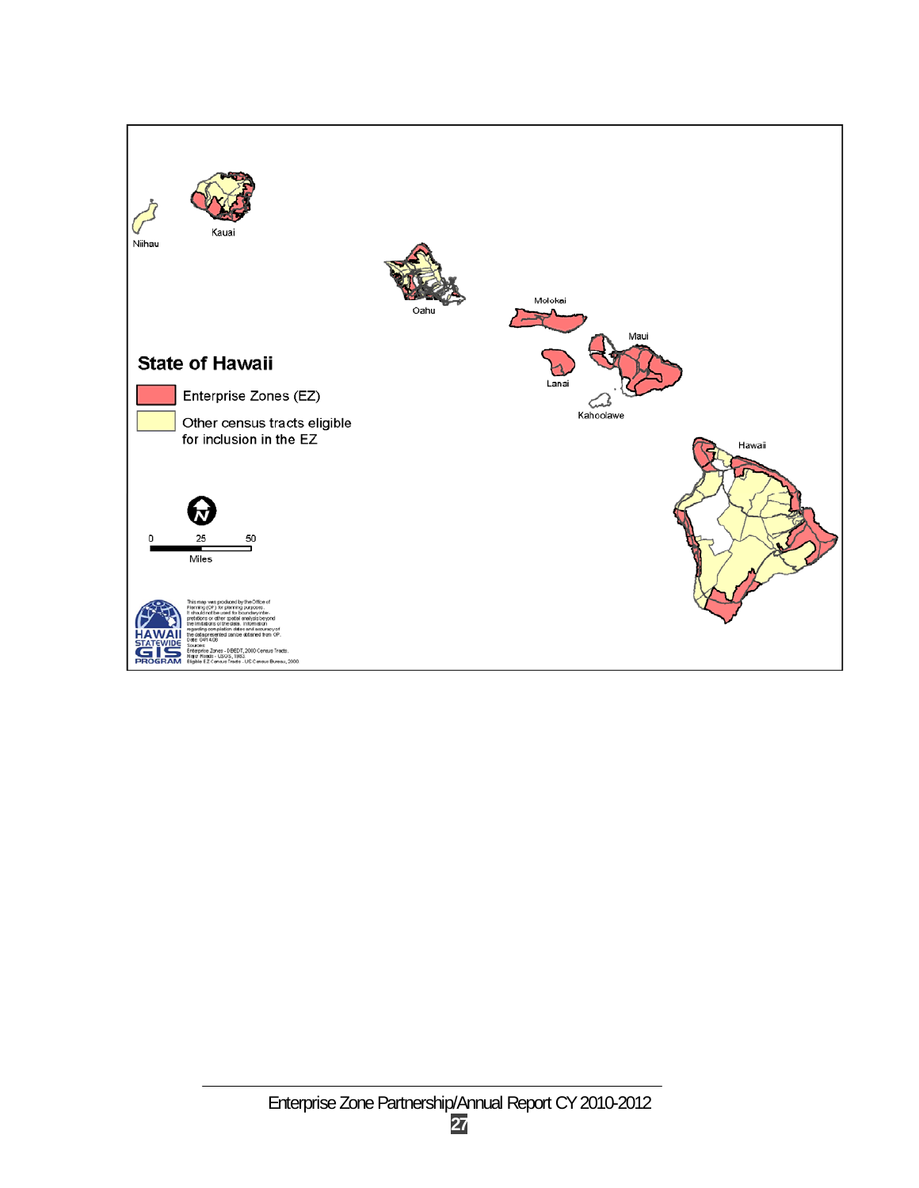Niihau

Kauai

Oahu

Molokai

Maui

Lanai

Kahoolawe

Hawaii

## State of Hawaii

Enterprise Zones (EZ)

Other census tracts eligible for inclusion in the EZ

0 25 50

Miles

HAWAII STATEWIDE GIS PROGRAM

This map was produced by the Office of Planning (OP) for planning purposes. It should not be used for boundary interpretations or other spatial analysis beyond the limitations of the data. Information regarding compilation dates and accuracy of the data presented can be obtained from OP.
Date: 04/14/08
Sources:
Enterprise Zones - DBEDT, 2000 Census Tracts.
Major Roads - USGS, 1983.
Eligible EZ Census Tracts - US Census Bureau, 2000.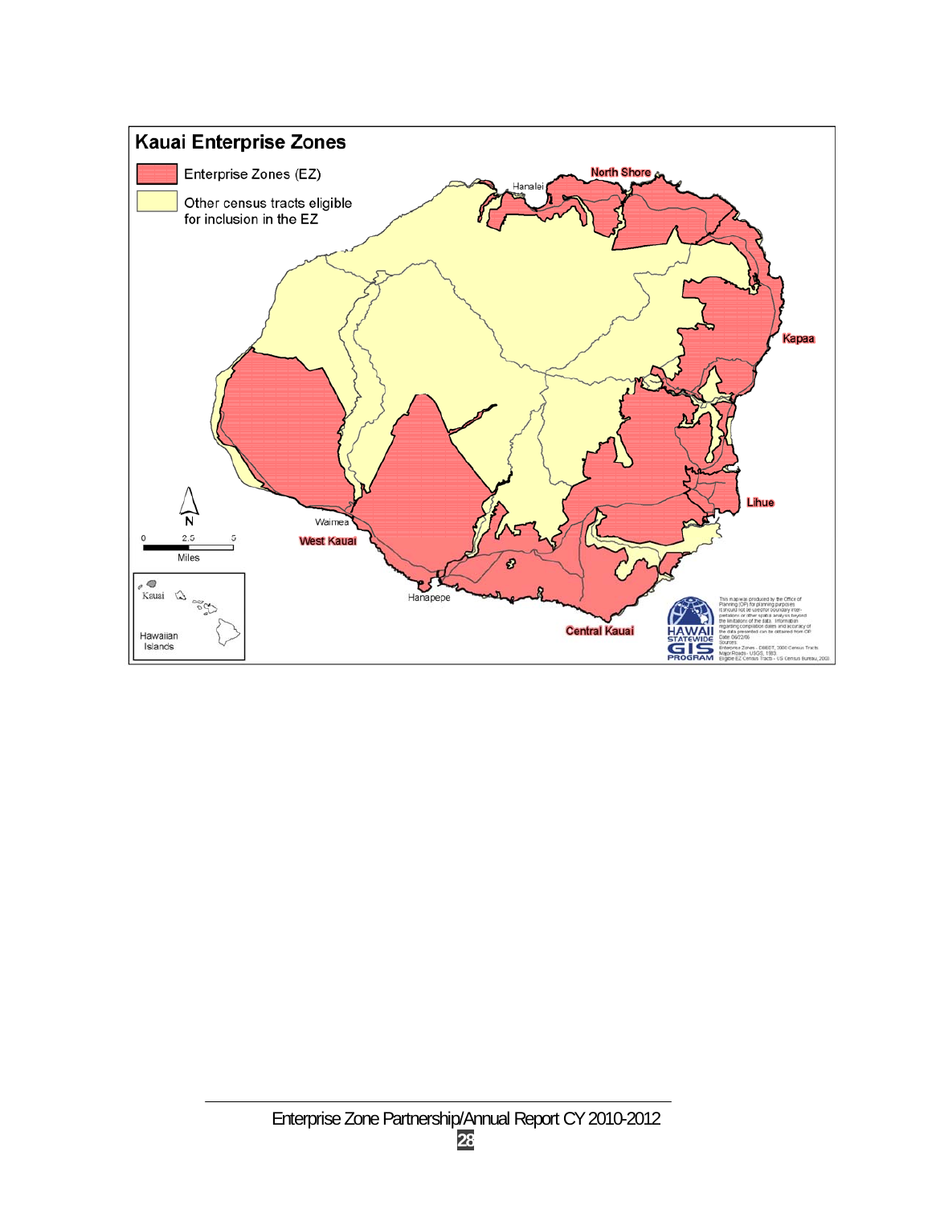# Kauai Enterprise Zones

- Enterprise Zones (EZ)
- Other census tracts eligible for inclusion in the EZ

North Shore

Hanalei

Kapaa

Lihue

Waimea

West Kauai

Hanapepe

Central Kauai

0 2.5 5
Miles

Kauai

Hawaiian Islands

HAWAII STATEWIDE GIS PROGRAM

This map was produced by the Office of Planning (OP) for planning purposes. It should not be used for boundary interpretations or other spatial analysis beyond the limitations of the data. Information regarding compilation dates and accuracy of the data presented can be obtained from OP. Date: 06/22/06
Sources:
Enterprise Zones - DBEDT, 2000 Census Tracts
Major Roads - USGS, 1983
Eligible EZ Census Tracts - US Census Bureau, 2000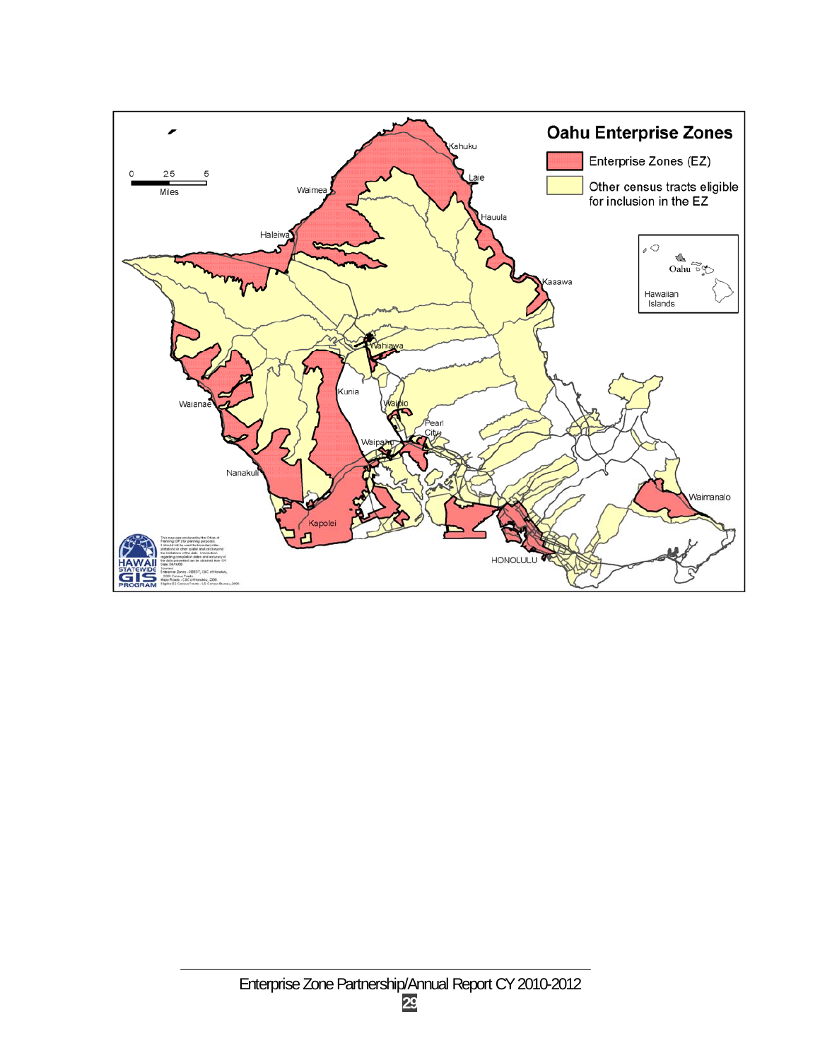# Oahu Enterprise Zones

- Enterprise Zones (EZ)
- Other census tracts eligible for inclusion in the EZ

0 2.5 5
Miles

Kahuku, Laie, Hauula, Kaaawa, Waimea, Haleiwa, Wahiawa, Kunia, Waipio, Pearl City, Waipahu, Waianae, Nanakuli, Kapolei, HONOLULU, Waimanalo

Oahu
Hawaiian Islands

HAWAII STATEWIDE GIS PROGRAM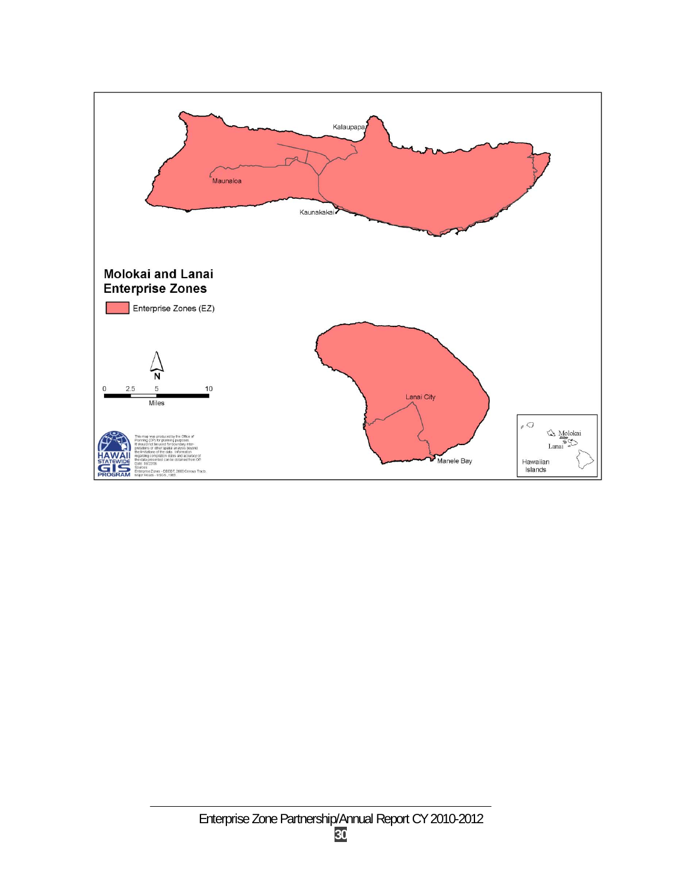Kalaupapa

Maunaloa

Kaunakakai

**Molokai and Lanai Enterprise Zones**

Enterprise Zones (EZ)

N

0 2.5 5 10

Miles

Lanai City

Manele Bay

Molokai

Lanai

Hawaiian Islands

HAWAII STATEWIDE GIS PROGRAM

This map was produced by the Office of Planning (OP) for planning purposes. It should not be used for boundary interpretations or other spatial analysis beyond the limitations of the data. Information regarding compilation dates and accuracy of the data presented can be obtained from OP. Date: 06/22/06

Sources:

Enterprise Zones - DBEDT, 2000 Census Tracts

Major Roads - USGS, 1983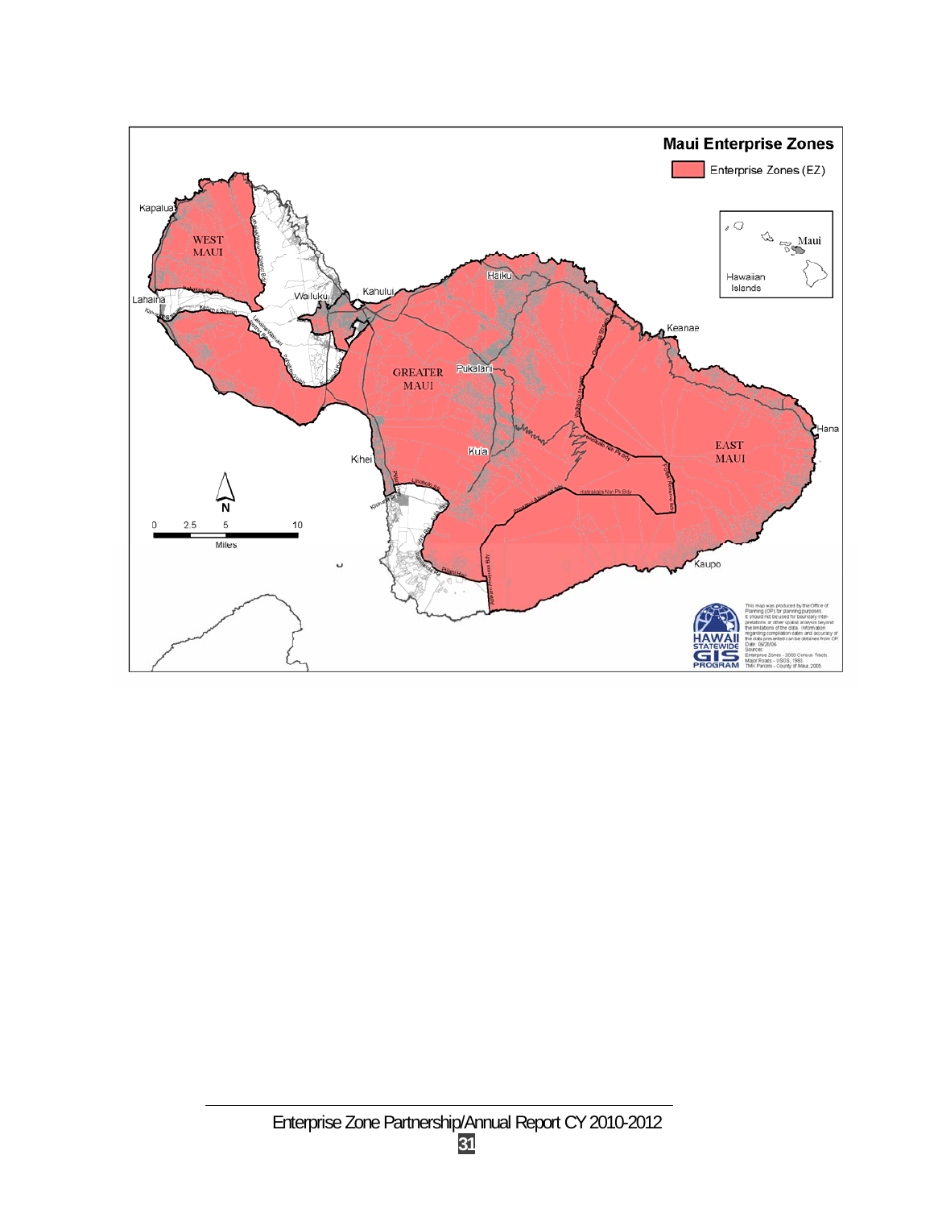**Maui Enterprise Zones**

Enterprise Zones (EZ)

WEST MAUI

GREATER MAUI

EAST MAUI

Kapalua, Lahaina, Wailuku, Kahului, Haiku, Pukalani, Keanae, Kula, Kihei, Hana, Kaupo

Maui

Hawaiian Islands

N

0 2.5 5 10

Miles

HAWAII STATEWIDE GIS PROGRAM

This map was produced by the Office of Planning (OP) for planning purposes. It should not be used for boundary interpretations or other spatial analysis beyond the limitations of the data. Information regarding compilation dates and accuracy of the data presented can be obtained from OP. Date: 06/26/06

Sources:
Enterprise Zones - 2000 Census Tracts
Major Roads - USGS, 1983
TMK Parcels - County of Maui, 2005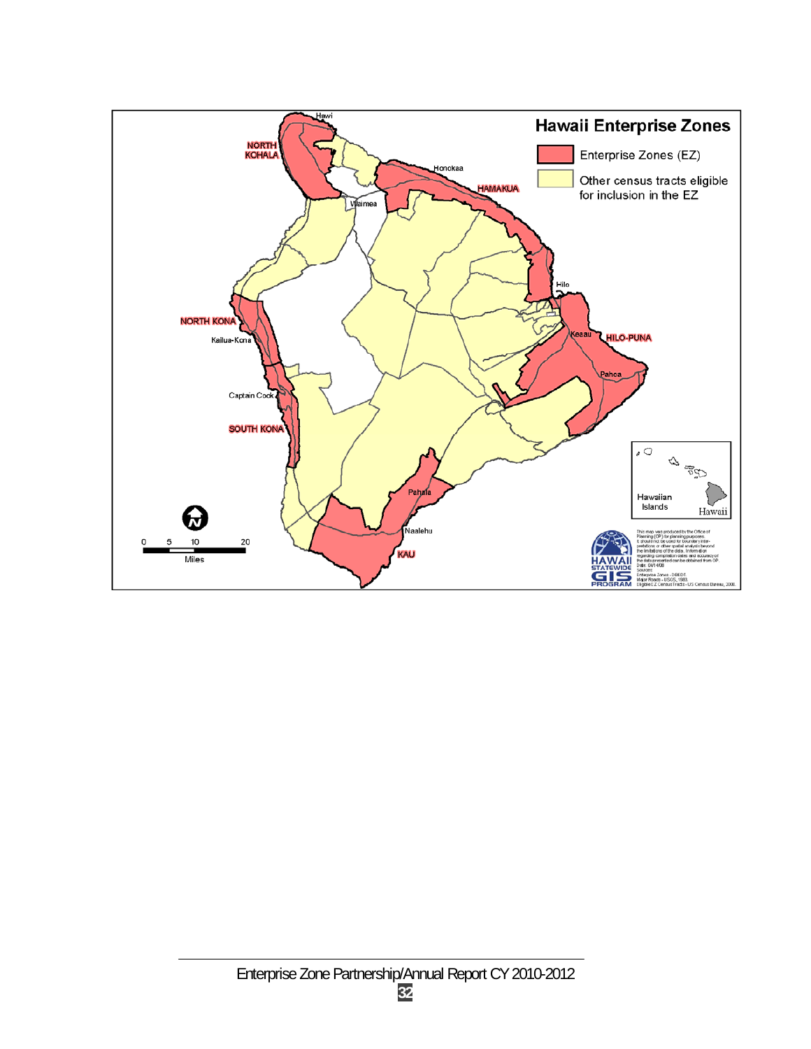# Hawaii Enterprise Zones

Enterprise Zones (EZ)

Other census tracts eligible for inclusion in the EZ

NORTH KOHALA

Hawi

Honokaa

HAMAKUA

Waimea

Hilo

NORTH KONA

Kailua-Kona

Keaau

HILO-PUNA

Pahoa

Captain Cook

SOUTH KONA

Pahala

Naalehu

KAU

0 5 10 20
Miles

Hawaiian Islands

Hawaii

This map was produced by the Office of Planning (OP) for planning purposes. It should not be used for boundary interpretations or other spatial analysis beyond the limitations of the data. Information regarding compilation dates and accuracy of the data presented can be obtained from OP. Date: 04/14/08

Sources:
Enterprise Zones - DBEDT.
Major Roads - USGS, 1983.
Eligible EZ Census Tracts - US Census Bureau, 2000.

HAWAII STATEWIDE GIS PROGRAM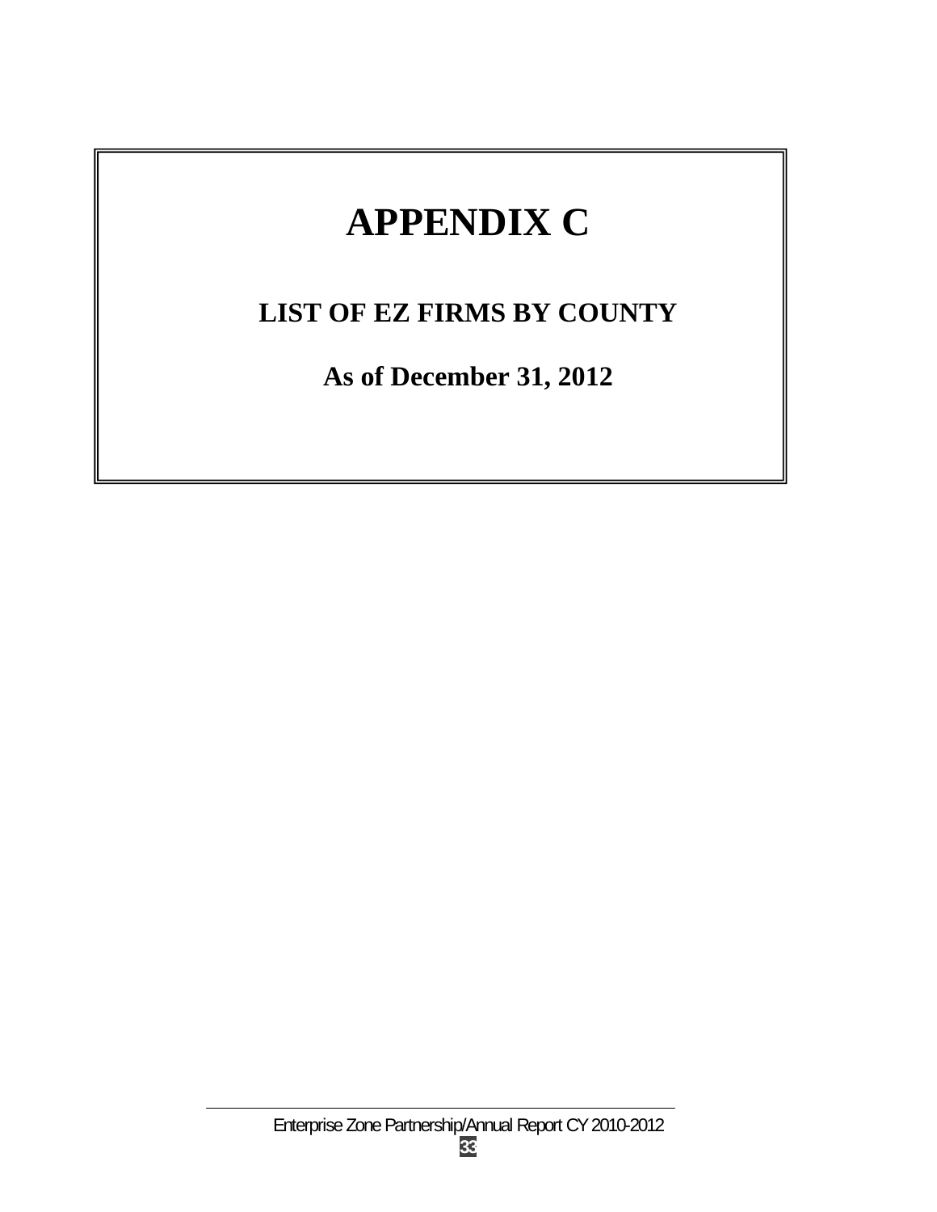# APPENDIX C

## LIST OF EZ FIRMS BY COUNTY

## As of December 31, 2012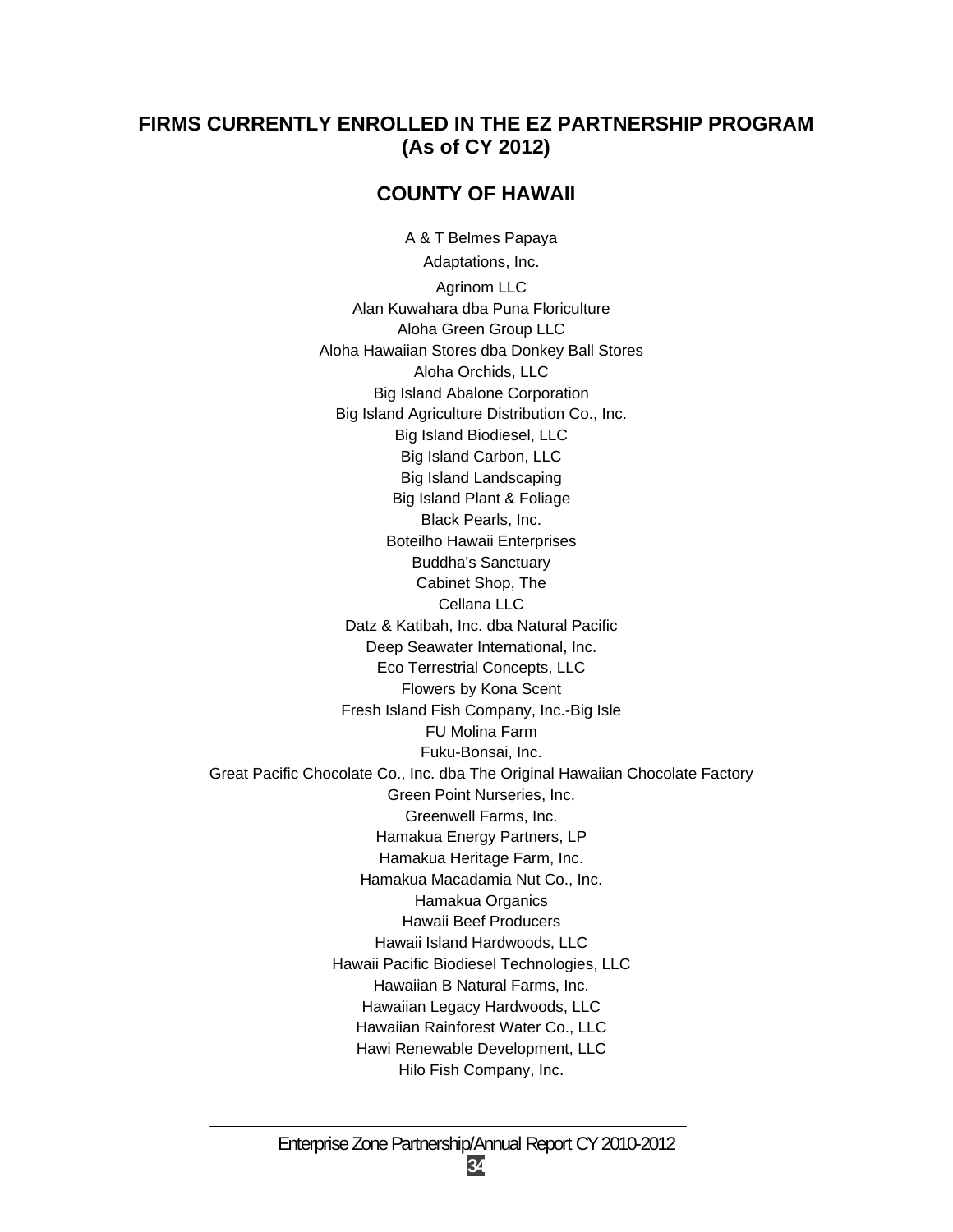## FIRMS CURRENTLY ENROLLED IN THE EZ PARTNERSHIP PROGRAM (As of CY 2012)

### COUNTY OF HAWAII

A & T Belmes Papaya
Adaptations, Inc.
Agrinom LLC
Alan Kuwahara dba Puna Floriculture
Aloha Green Group LLC
Aloha Hawaiian Stores dba Donkey Ball Stores
Aloha Orchids, LLC
Big Island Abalone Corporation
Big Island Agriculture Distribution Co., Inc.
Big Island Biodiesel, LLC
Big Island Carbon, LLC
Big Island Landscaping
Big Island Plant & Foliage
Black Pearls, Inc.
Boteilho Hawaii Enterprises
Buddha's Sanctuary
Cabinet Shop, The
Cellana LLC
Datz & Katibah, Inc. dba Natural Pacific
Deep Seawater International, Inc.
Eco Terrestrial Concepts, LLC
Flowers by Kona Scent
Fresh Island Fish Company, Inc.-Big Isle
FU Molina Farm
Fuku-Bonsai, Inc.
Great Pacific Chocolate Co., Inc. dba The Original Hawaiian Chocolate Factory
Green Point Nurseries, Inc.
Greenwell Farms, Inc.
Hamakua Energy Partners, LP
Hamakua Heritage Farm, Inc.
Hamakua Macadamia Nut Co., Inc.
Hamakua Organics
Hawaii Beef Producers
Hawaii Island Hardwoods, LLC
Hawaii Pacific Biodiesel Technologies, LLC
Hawaiian B Natural Farms, Inc.
Hawaiian Legacy Hardwoods, LLC
Hawaiian Rainforest Water Co., LLC
Hawi Renewable Development, LLC
Hilo Fish Company, Inc.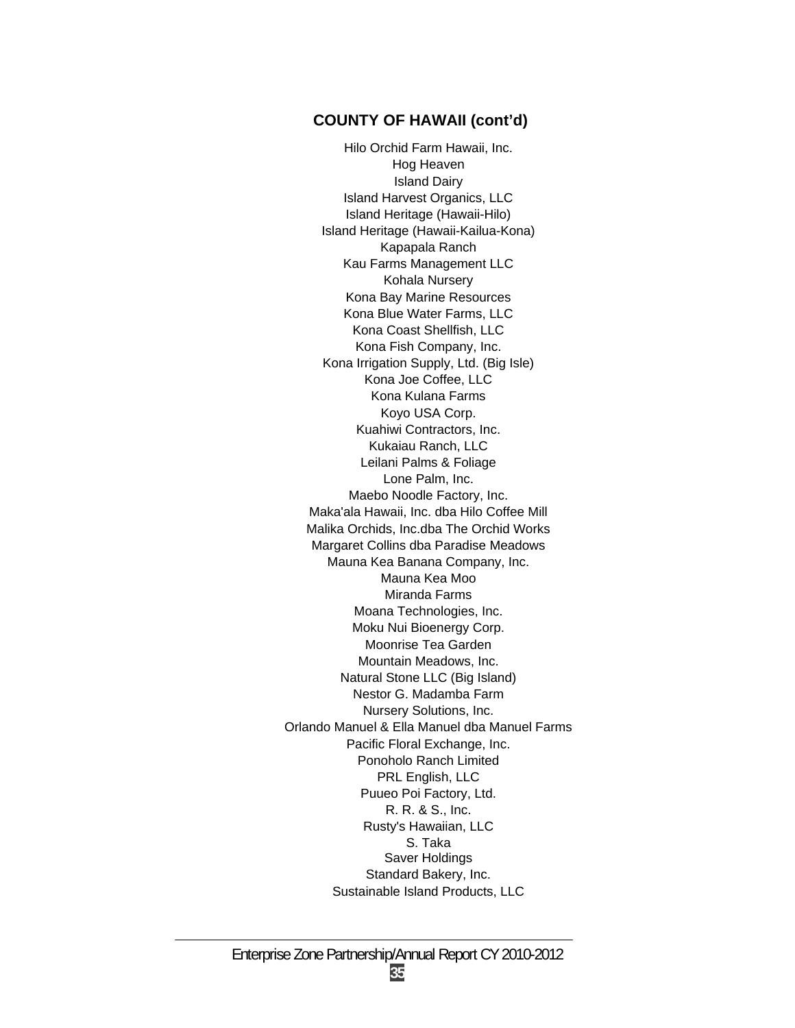## COUNTY OF HAWAII (cont'd)

Hilo Orchid Farm Hawaii, Inc.
Hog Heaven
Island Dairy
Island Harvest Organics, LLC
Island Heritage (Hawaii-Hilo)
Island Heritage (Hawaii-Kailua-Kona)
Kapapala Ranch
Kau Farms Management LLC
Kohala Nursery
Kona Bay Marine Resources
Kona Blue Water Farms, LLC
Kona Coast Shellfish, LLC
Kona Fish Company, Inc.
Kona Irrigation Supply, Ltd. (Big Isle)
Kona Joe Coffee, LLC
Kona Kulana Farms
Koyo USA Corp.
Kuahiwi Contractors, Inc.
Kukaiau Ranch, LLC
Leilani Palms & Foliage
Lone Palm, Inc.
Maebo Noodle Factory, Inc.
Maka'ala Hawaii, Inc. dba Hilo Coffee Mill
Malika Orchids, Inc.dba The Orchid Works
Margaret Collins dba Paradise Meadows
Mauna Kea Banana Company, Inc.
Mauna Kea Moo
Miranda Farms
Moana Technologies, Inc.
Moku Nui Bioenergy Corp.
Moonrise Tea Garden
Mountain Meadows, Inc.
Natural Stone LLC (Big Island)
Nestor G. Madamba Farm
Nursery Solutions, Inc.
Orlando Manuel & Ella Manuel dba Manuel Farms
Pacific Floral Exchange, Inc.
Ponoholo Ranch Limited
PRL English, LLC
Puueo Poi Factory, Ltd.
R. R. & S., Inc.
Rusty's Hawaiian, LLC
S. Taka
Saver Holdings
Standard Bakery, Inc.
Sustainable Island Products, LLC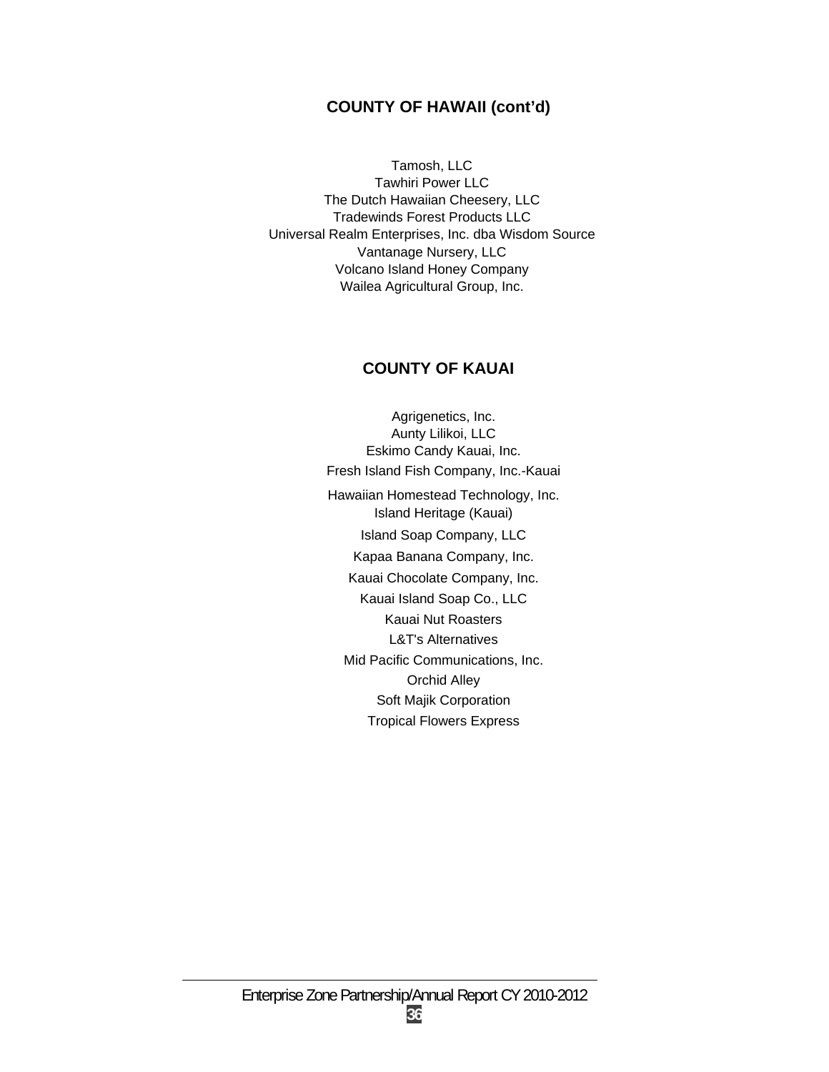## COUNTY OF HAWAII (cont'd)

Tamosh, LLC
Tawhiri Power LLC
The Dutch Hawaiian Cheesery, LLC
Tradewinds Forest Products LLC
Universal Realm Enterprises, Inc. dba Wisdom Source
Vantanage Nursery, LLC
Volcano Island Honey Company
Wailea Agricultural Group, Inc.

## COUNTY OF KAUAI

Agrigenetics, Inc.
Aunty Lilikoi, LLC
Eskimo Candy Kauai, Inc.
Fresh Island Fish Company, Inc.-Kauai
Hawaiian Homestead Technology, Inc.
Island Heritage (Kauai)
Island Soap Company, LLC
Kapaa Banana Company, Inc.
Kauai Chocolate Company, Inc.
Kauai Island Soap Co., LLC
Kauai Nut Roasters
L&T's Alternatives
Mid Pacific Communications, Inc.
Orchid Alley
Soft Majik Corporation
Tropical Flowers Express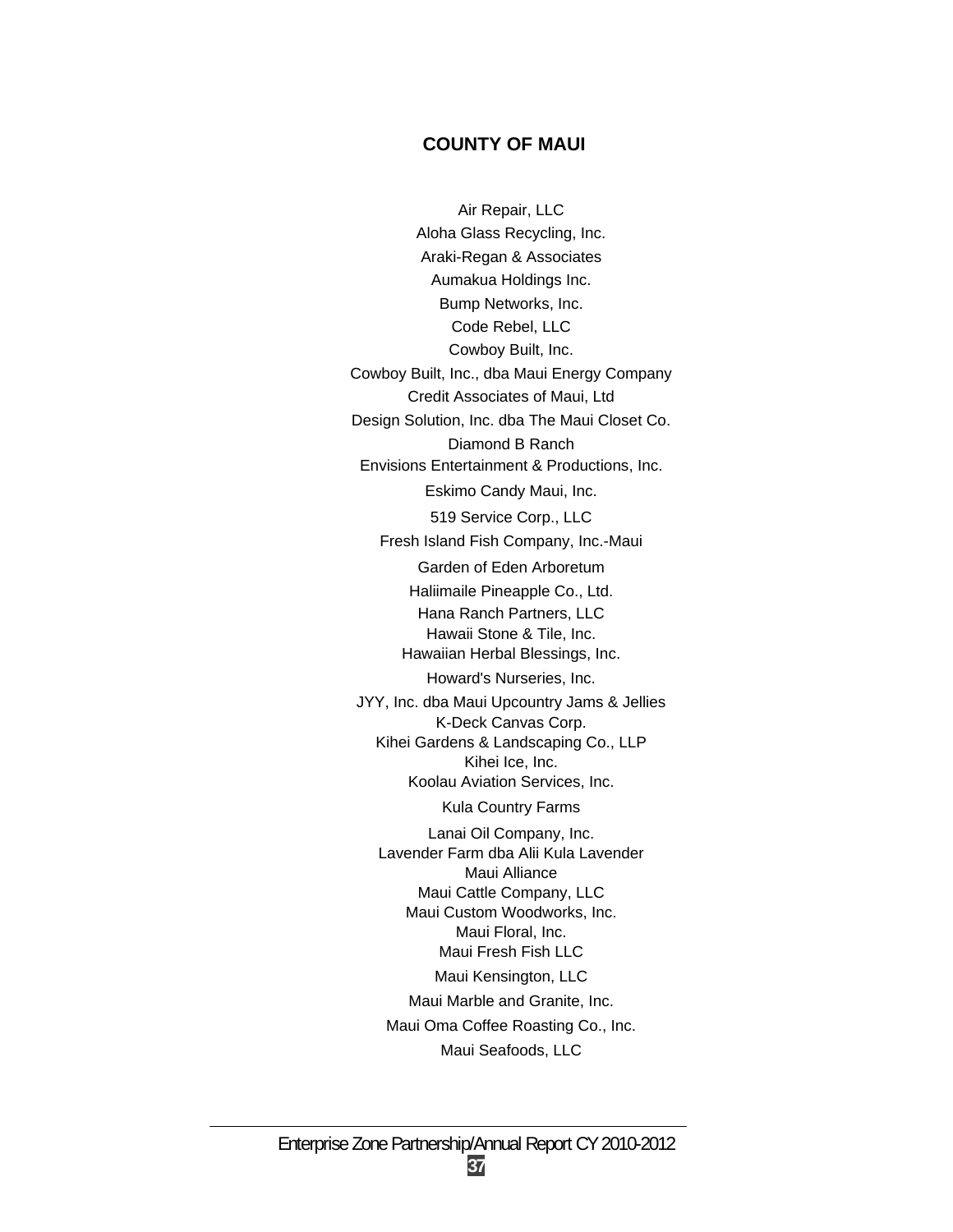## COUNTY OF MAUI

Air Repair, LLC

Aloha Glass Recycling, Inc.

Araki-Regan & Associates

Aumakua Holdings Inc.

Bump Networks, Inc.

Code Rebel, LLC

Cowboy Built, Inc.

Cowboy Built, Inc., dba Maui Energy Company

Credit Associates of Maui, Ltd

Design Solution, Inc. dba The Maui Closet Co.

Diamond B Ranch

Envisions Entertainment & Productions, Inc.

Eskimo Candy Maui, Inc.

519 Service Corp., LLC

Fresh Island Fish Company, Inc.-Maui

Garden of Eden Arboretum

Haliimaile Pineapple Co., Ltd.

Hana Ranch Partners, LLC

Hawaii Stone & Tile, Inc.

Hawaiian Herbal Blessings, Inc.

Howard's Nurseries, Inc.

JYY, Inc. dba Maui Upcountry Jams & Jellies

K-Deck Canvas Corp.

Kihei Gardens & Landscaping Co., LLP

Kihei Ice, Inc.

Koolau Aviation Services, Inc.

Kula Country Farms

Lanai Oil Company, Inc.

Lavender Farm dba Alii Kula Lavender

Maui Alliance

Maui Cattle Company, LLC

Maui Custom Woodworks, Inc.

Maui Floral, Inc.

Maui Fresh Fish LLC

Maui Kensington, LLC

Maui Marble and Granite, Inc.

Maui Oma Coffee Roasting Co., Inc.

Maui Seafoods, LLC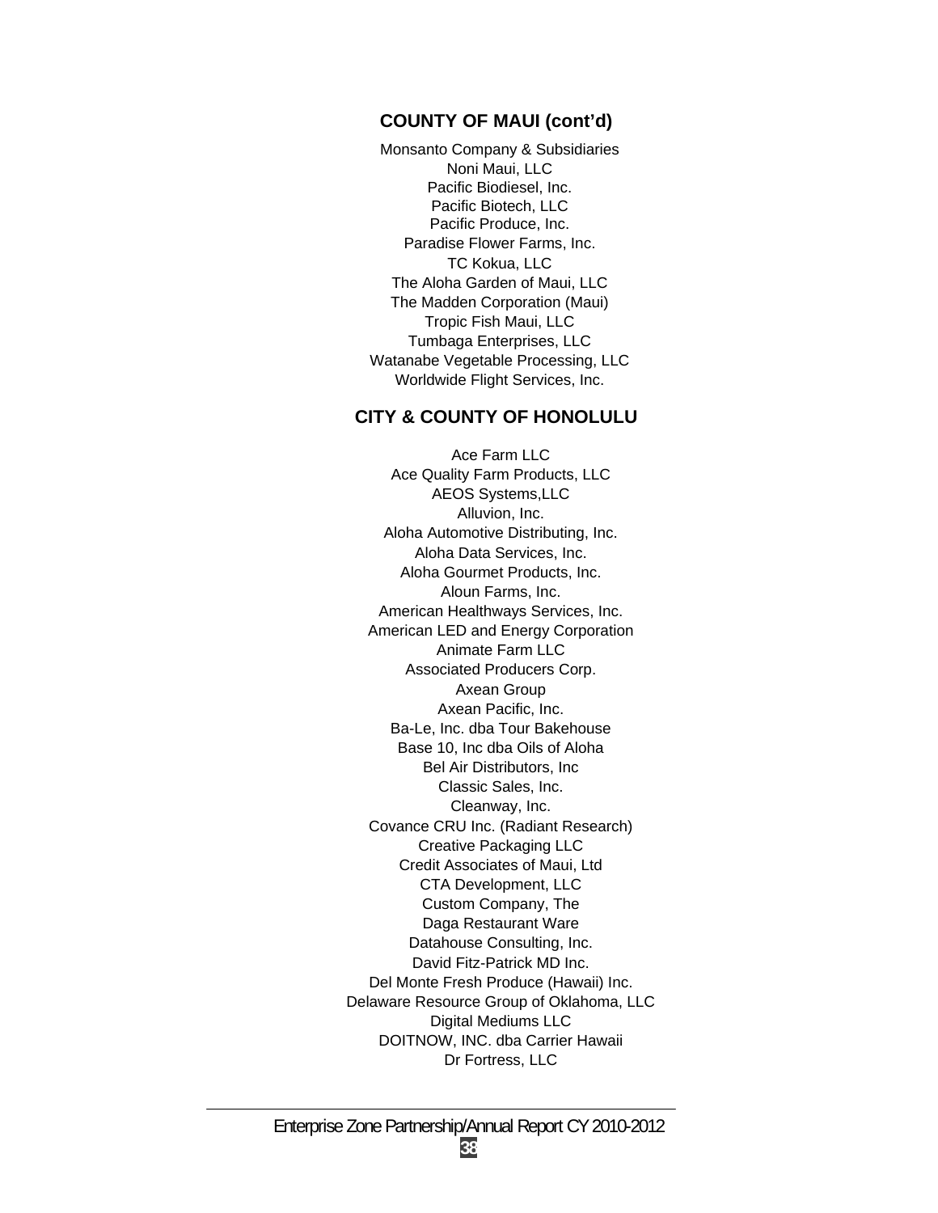## COUNTY OF MAUI (cont'd)

Monsanto Company & Subsidiaries
Noni Maui, LLC
Pacific Biodiesel, Inc.
Pacific Biotech, LLC
Pacific Produce, Inc.
Paradise Flower Farms, Inc.
TC Kokua, LLC
The Aloha Garden of Maui, LLC
The Madden Corporation (Maui)
Tropic Fish Maui, LLC
Tumbaga Enterprises, LLC
Watanabe Vegetable Processing, LLC
Worldwide Flight Services, Inc.

## CITY & COUNTY OF HONOLULU

Ace Farm LLC
Ace Quality Farm Products, LLC
AEOS Systems,LLC
Alluvion, Inc.
Aloha Automotive Distributing, Inc.
Aloha Data Services, Inc.
Aloha Gourmet Products, Inc.
Aloun Farms, Inc.
American Healthways Services, Inc.
American LED and Energy Corporation
Animate Farm LLC
Associated Producers Corp.
Axean Group
Axean Pacific, Inc.
Ba-Le, Inc. dba Tour Bakehouse
Base 10, Inc dba Oils of Aloha
Bel Air Distributors, Inc
Classic Sales, Inc.
Cleanway, Inc.
Covance CRU Inc. (Radiant Research)
Creative Packaging LLC
Credit Associates of Maui, Ltd
CTA Development, LLC
Custom Company, The
Daga Restaurant Ware
Datahouse Consulting, Inc.
David Fitz-Patrick MD Inc.
Del Monte Fresh Produce (Hawaii) Inc.
Delaware Resource Group of Oklahoma, LLC
Digital Mediums LLC
DOITNOW, INC. dba Carrier Hawaii
Dr Fortress, LLC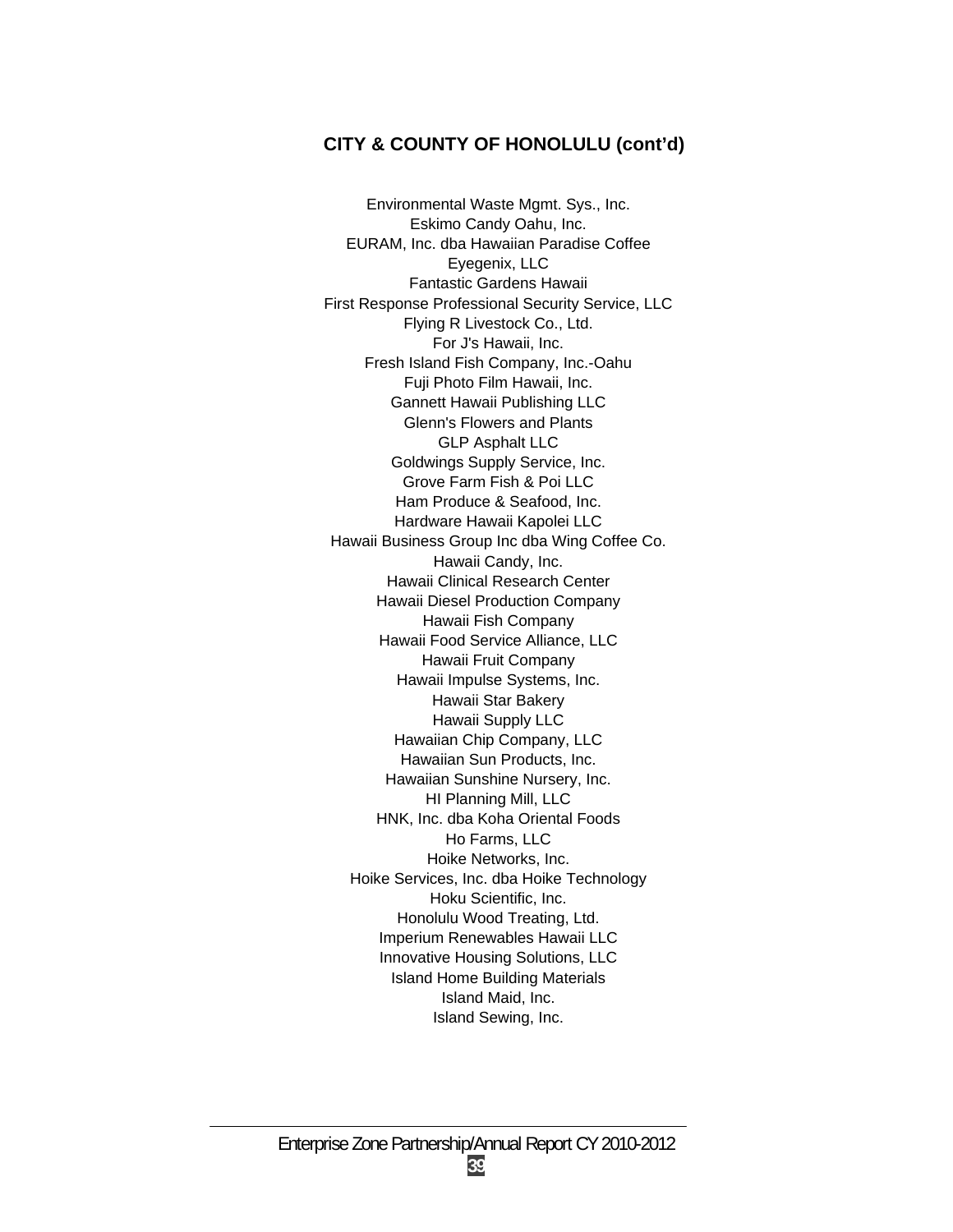## CITY & COUNTY OF HONOLULU (cont'd)

Environmental Waste Mgmt. Sys., Inc.
Eskimo Candy Oahu, Inc.
EURAM, Inc. dba Hawaiian Paradise Coffee
Eyegenix, LLC
Fantastic Gardens Hawaii
First Response Professional Security Service, LLC
Flying R Livestock Co., Ltd.
For J's Hawaii, Inc.
Fresh Island Fish Company, Inc.-Oahu
Fuji Photo Film Hawaii, Inc.
Gannett Hawaii Publishing LLC
Glenn's Flowers and Plants
GLP Asphalt LLC
Goldwings Supply Service, Inc.
Grove Farm Fish & Poi LLC
Ham Produce & Seafood, Inc.
Hardware Hawaii Kapolei LLC
Hawaii Business Group Inc dba Wing Coffee Co.
Hawaii Candy, Inc.
Hawaii Clinical Research Center
Hawaii Diesel Production Company
Hawaii Fish Company
Hawaii Food Service Alliance, LLC
Hawaii Fruit Company
Hawaii Impulse Systems, Inc.
Hawaii Star Bakery
Hawaii Supply LLC
Hawaiian Chip Company, LLC
Hawaiian Sun Products, Inc.
Hawaiian Sunshine Nursery, Inc.
HI Planning Mill, LLC
HNK, Inc. dba Koha Oriental Foods
Ho Farms, LLC
Hoike Networks, Inc.
Hoike Services, Inc. dba Hoike Technology
Hoku Scientific, Inc.
Honolulu Wood Treating, Ltd.
Imperium Renewables Hawaii LLC
Innovative Housing Solutions, LLC
Island Home Building Materials
Island Maid, Inc.
Island Sewing, Inc.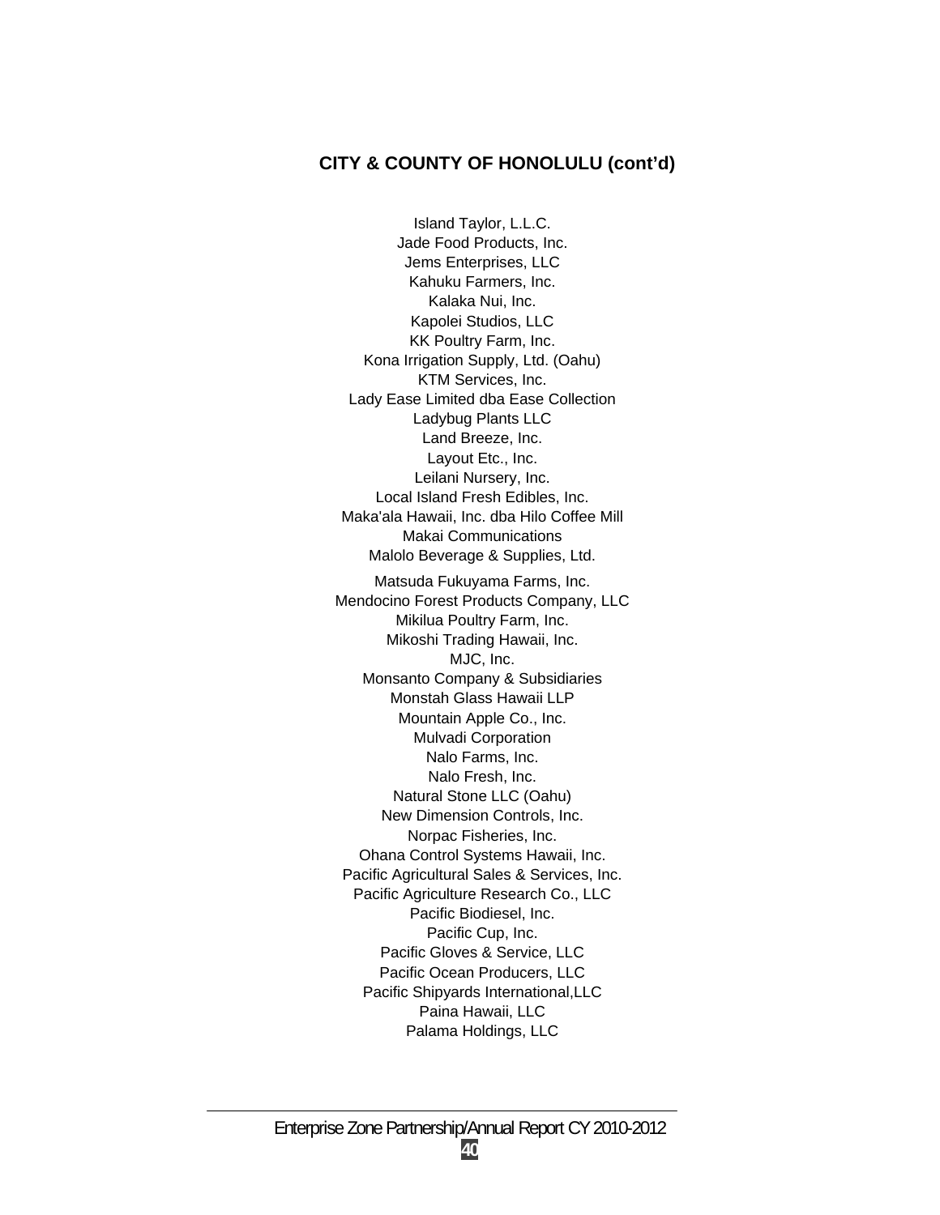## CITY & COUNTY OF HONOLULU (cont'd)

Island Taylor, L.L.C.
Jade Food Products, Inc.
Jems Enterprises, LLC
Kahuku Farmers, Inc.
Kalaka Nui, Inc.
Kapolei Studios, LLC
KK Poultry Farm, Inc.
Kona Irrigation Supply, Ltd. (Oahu)
KTM Services, Inc.
Lady Ease Limited dba Ease Collection
Ladybug Plants LLC
Land Breeze, Inc.
Layout Etc., Inc.
Leilani Nursery, Inc.
Local Island Fresh Edibles, Inc.
Maka'ala Hawaii, Inc. dba Hilo Coffee Mill
Makai Communications
Malolo Beverage & Supplies, Ltd.
Matsuda Fukuyama Farms, Inc.
Mendocino Forest Products Company, LLC
Mikilua Poultry Farm, Inc.
Mikoshi Trading Hawaii, Inc.
MJC, Inc.
Monsanto Company & Subsidiaries
Monstah Glass Hawaii LLP
Mountain Apple Co., Inc.
Mulvadi Corporation
Nalo Farms, Inc.
Nalo Fresh, Inc.
Natural Stone LLC (Oahu)
New Dimension Controls, Inc.
Norpac Fisheries, Inc.
Ohana Control Systems Hawaii, Inc.
Pacific Agricultural Sales & Services, Inc.
Pacific Agriculture Research Co., LLC
Pacific Biodiesel, Inc.
Pacific Cup, Inc.
Pacific Gloves & Service, LLC
Pacific Ocean Producers, LLC
Pacific Shipyards International,LLC
Paina Hawaii, LLC
Palama Holdings, LLC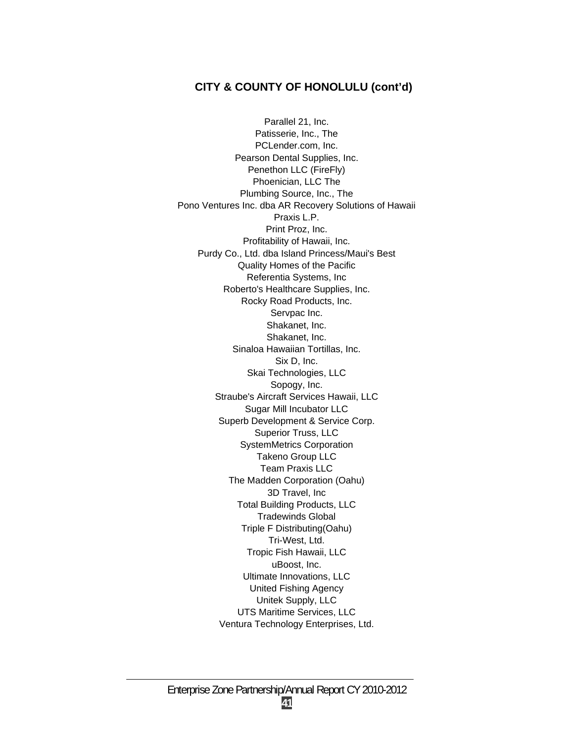## CITY & COUNTY OF HONOLULU (cont'd)

Parallel 21, Inc.
Patisserie, Inc., The
PCLender.com, Inc.
Pearson Dental Supplies, Inc.
Penethon LLC (FireFly)
Phoenician, LLC The
Plumbing Source, Inc., The
Pono Ventures Inc. dba AR Recovery Solutions of Hawaii
Praxis L.P.
Print Proz, Inc.
Profitability of Hawaii, Inc.
Purdy Co., Ltd. dba Island Princess/Maui's Best
Quality Homes of the Pacific
Referentia Systems, Inc
Roberto's Healthcare Supplies, Inc.
Rocky Road Products, Inc.
Servpac Inc.
Shakanet, Inc.
Shakanet, Inc.
Sinaloa Hawaiian Tortillas, Inc.
Six D, Inc.
Skai Technologies, LLC
Sopogy, Inc.
Straube's Aircraft Services Hawaii, LLC
Sugar Mill Incubator LLC
Superb Development & Service Corp.
Superior Truss, LLC
SystemMetrics Corporation
Takeno Group LLC
Team Praxis LLC
The Madden Corporation (Oahu)
3D Travel, Inc
Total Building Products, LLC
Tradewinds Global
Triple F Distributing(Oahu)
Tri-West, Ltd.
Tropic Fish Hawaii, LLC
uBoost, Inc.
Ultimate Innovations, LLC
United Fishing Agency
Unitek Supply, LLC
UTS Maritime Services, LLC
Ventura Technology Enterprises, Ltd.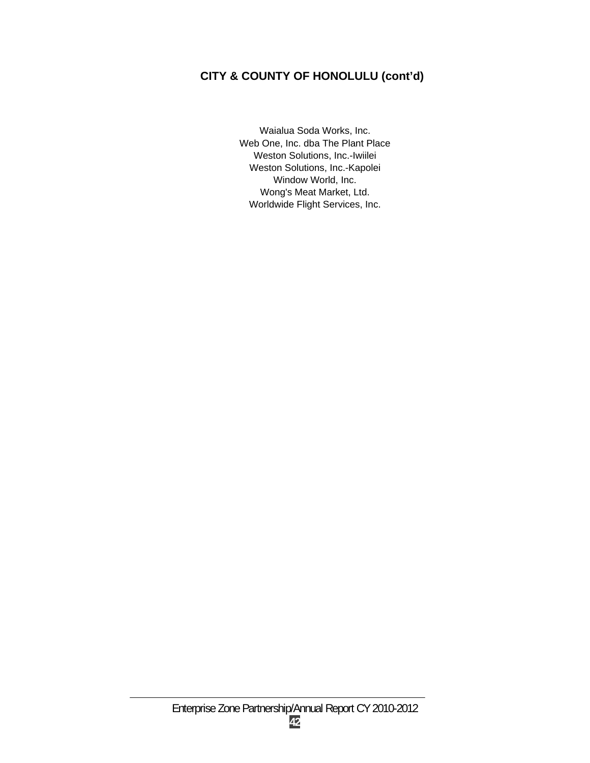## CITY & COUNTY OF HONOLULU (cont'd)

Waialua Soda Works, Inc.
Web One, Inc. dba The Plant Place
Weston Solutions, Inc.-Iwiilei
Weston Solutions, Inc.-Kapolei
Window World, Inc.
Wong's Meat Market, Ltd.
Worldwide Flight Services, Inc.